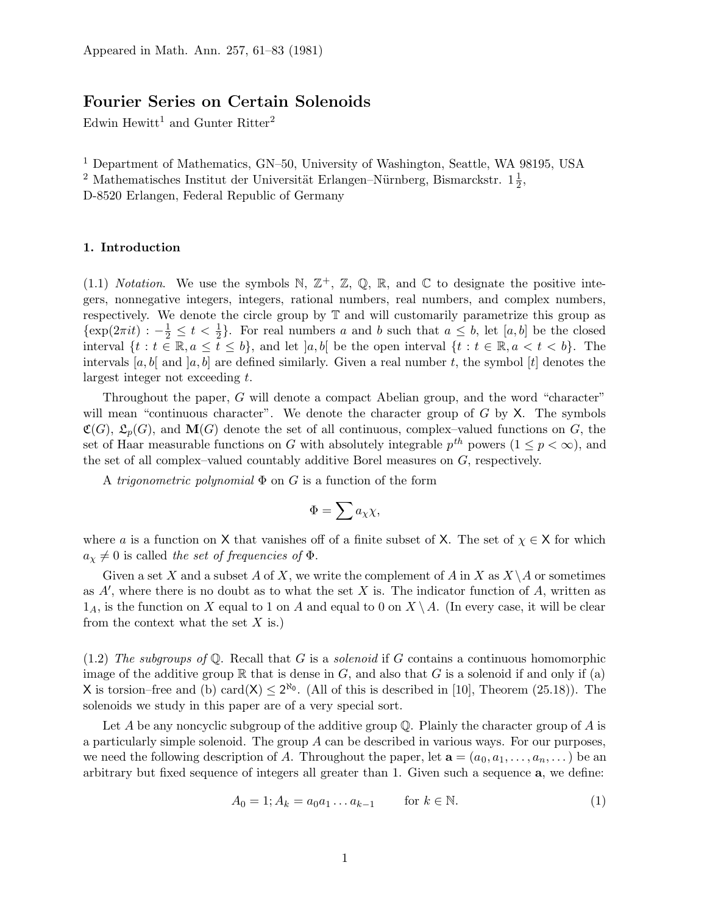Appeared in Math. Ann. 257, 61–83 (1981)

# Fourier Series on Certain Solenoids

Edwin Hewitt[1] and Gunter Ritter[2]

[1] Department of Mathematics, GN–50, University of Washington, Seattle, WA 98195, USA
[2] Mathematisches Institut der Universität Erlangen–Nürnberg, Bismarckstr. $1\frac{1}{2}$,
D-8520 Erlangen, Federal Republic of Germany

## 1. Introduction

(1.1) *Notation*. We use the symbols $\mathbb{N}$, $\mathbb{Z}^+$, $\mathbb{Z}$, $\mathbb{Q}$, $\mathbb{R}$, and $\mathbb{C}$ to designate the positive integers, nonnegative integers, integers, rational numbers, real numbers, and complex numbers, respectively. We denote the circle group by $\mathbb{T}$ and will customarily parametrize this group as $\{\exp(2\pi it) : -\frac{1}{2} \leq t < \frac{1}{2}\}$. For real numbers $a$ and $b$ such that $a \leq b$, let $[a, b]$ be the closed interval $\{t : t \in \mathbb{R}, a \leq t \leq b\}$, and let $]a, b[$ be the open interval $\{t : t \in \mathbb{R}, a < t < b\}$. The intervals $[a, b[$ and $]a, b]$ are defined similarly. Given a real number $t$, the symbol $[t]$ denotes the largest integer not exceeding $t$.

Throughout the paper, $G$ will denote a compact Abelian group, and the word "character" will mean "continuous character". We denote the character group of $G$ by $\mathsf{X}$. The symbols $\mathfrak{C}(G)$, $\mathfrak{L}_p(G)$, and $\mathbf{M}(G)$ denote the set of all continuous, complex–valued functions on $G$, the set of Haar measurable functions on $G$ with absolutely integrable $p^{th}$ powers ($1 \leq p < \infty$), and the set of all complex–valued countably additive Borel measures on $G$, respectively.

A *trigonometric polynomial* $\Phi$ on $G$ is a function of the form

$$\Phi = \sum a_\chi \chi,$$

where $a$ is a function on $\mathsf{X}$ that vanishes off of a finite subset of $\mathsf{X}$. The set of $\chi \in \mathsf{X}$ for which $a_\chi \neq 0$ is called *the set of frequencies of* $\Phi$.

Given a set $X$ and a subset $A$ of $X$, we write the complement of $A$ in $X$ as $X \setminus A$ or sometimes as $A'$, where there is no doubt as to what the set $X$ is. The indicator function of $A$, written as $1_A$, is the function on $X$ equal to 1 on $A$ and equal to 0 on $X \setminus A$. (In every case, it will be clear from the context what the set $X$ is.)

(1.2) *The subgroups of* $\mathbb{Q}$. Recall that $G$ is a *solenoid* if $G$ contains a continuous homomorphic image of the additive group $\mathbb{R}$ that is dense in $G$, and also that $G$ is a solenoid if and only if (a) $\mathsf{X}$ is torsion–free and (b) card$(\mathsf{X}) \leq 2^{\aleph_0}$. (All of this is described in [10], Theorem (25.18)). The solenoids we study in this paper are of a very special sort.

Let $A$ be any noncyclic subgroup of the additive group $\mathbb{Q}$. Plainly the character group of $A$ is a particularly simple solenoid. The group $A$ can be described in various ways. For our purposes, we need the following description of $A$. Throughout the paper, let $\mathbf{a} = (a_0, a_1, \ldots, a_n, \ldots)$ be an arbitrary but fixed sequence of integers all greater than 1. Given such a sequence $\mathbf{a}$, we define:

$$A_0 = 1; A_k = a_0 a_1 \ldots a_{k-1} \qquad \text{for } k \in \mathbb{N}. \tag{1}$$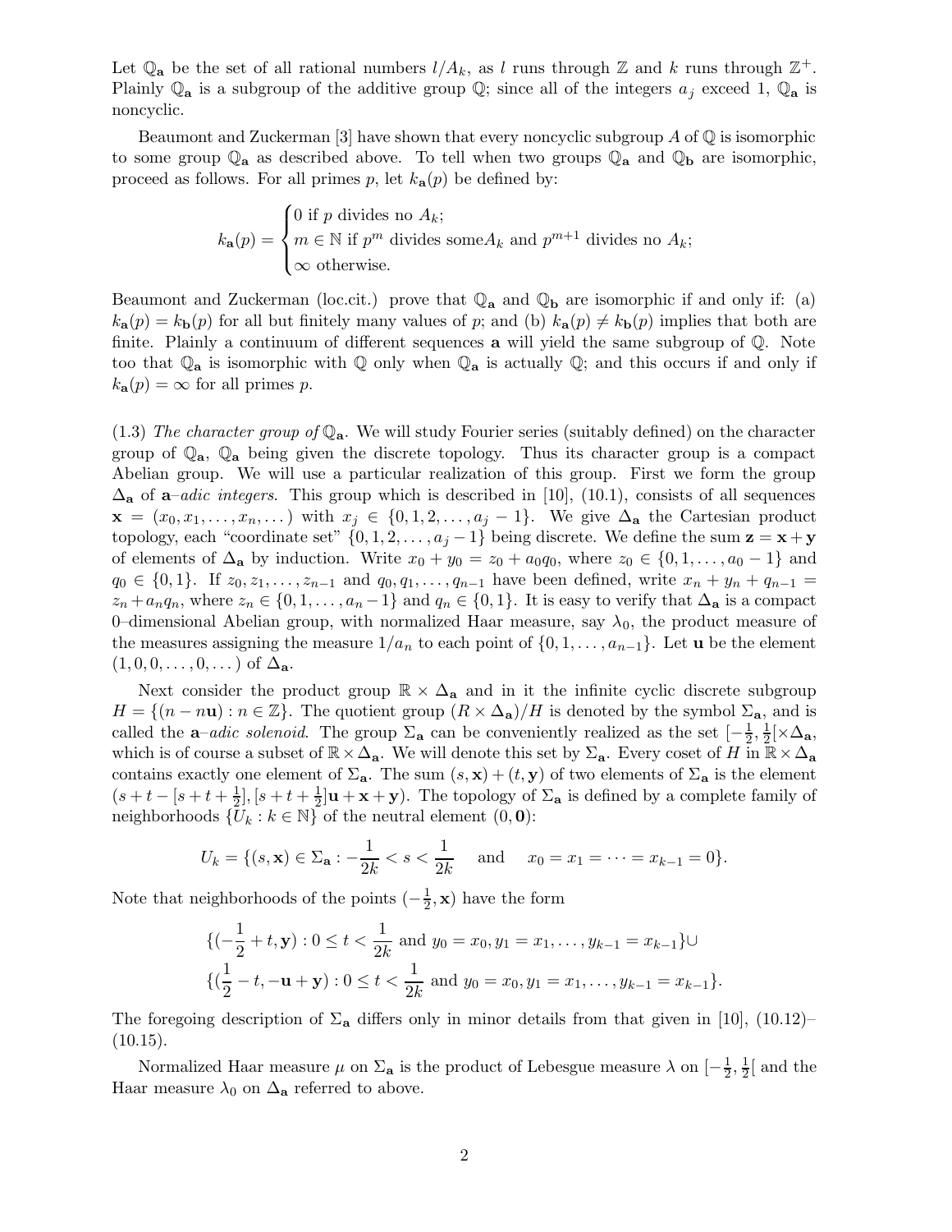Let $\mathbb{Q}_{\mathbf{a}}$ be the set of all rational numbers $l/A_k$, as $l$ runs through $\mathbb{Z}$ and $k$ runs through $\mathbb{Z}^+$. Plainly $\mathbb{Q}_{\mathbf{a}}$ is a subgroup of the additive group $\mathbb{Q}$; since all of the integers $a_j$ exceed 1, $\mathbb{Q}_{\mathbf{a}}$ is noncyclic.

Beaumont and Zuckerman [3] have shown that every noncyclic subgroup $A$ of $\mathbb{Q}$ is isomorphic to some group $\mathbb{Q}_{\mathbf{a}}$ as described above. To tell when two groups $\mathbb{Q}_{\mathbf{a}}$ and $\mathbb{Q}_{\mathbf{b}}$ are isomorphic, proceed as follows. For all primes $p$, let $k_{\mathbf{a}}(p)$ be defined by:

$$k_{\mathbf{a}}(p) = \begin{cases} 0 \text{ if } p \text{ divides no } A_k; \\ m \in \mathbb{N} \text{ if } p^m \text{ divides some} A_k \text{ and } p^{m+1} \text{ divides no } A_k; \\ \infty \text{ otherwise.} \end{cases}$$

Beaumont and Zuckerman (loc.cit.) prove that $\mathbb{Q}_{\mathbf{a}}$ and $\mathbb{Q}_{\mathbf{b}}$ are isomorphic if and only if: (a) $k_{\mathbf{a}}(p) = k_{\mathbf{b}}(p)$ for all but finitely many values of $p$; and (b) $k_{\mathbf{a}}(p) \neq k_{\mathbf{b}}(p)$ implies that both are finite. Plainly a continuum of different sequences $\mathbf{a}$ will yield the same subgroup of $\mathbb{Q}$. Note too that $\mathbb{Q}_{\mathbf{a}}$ is isomorphic with $\mathbb{Q}$ only when $\mathbb{Q}_{\mathbf{a}}$ is actually $\mathbb{Q}$; and this occurs if and only if $k_{\mathbf{a}}(p) = \infty$ for all primes $p$.

(1.3) *The character group of* $\mathbb{Q}_{\mathbf{a}}$. We will study Fourier series (suitably defined) on the character group of $\mathbb{Q}_{\mathbf{a}}$, $\mathbb{Q}_{\mathbf{a}}$ being given the discrete topology. Thus its character group is a compact Abelian group. We will use a particular realization of this group. First we form the group $\Delta_{\mathbf{a}}$ of **a**–*adic integers*. This group which is described in [10], (10.1), consists of all sequences $\mathbf{x} = (x_0, x_1, \ldots, x_n, \ldots)$ with $x_j \in \{0, 1, 2, \ldots, a_j - 1\}$. We give $\Delta_{\mathbf{a}}$ the Cartesian product topology, each "coordinate set" $\{0, 1, 2, \ldots, a_j - 1\}$ being discrete. We define the sum $\mathbf{z} = \mathbf{x} + \mathbf{y}$ of elements of $\Delta_{\mathbf{a}}$ by induction. Write $x_0 + y_0 = z_0 + a_0 q_0$, where $z_0 \in \{0, 1, \ldots, a_0 - 1\}$ and $q_0 \in \{0, 1\}$. If $z_0, z_1, \ldots, z_{n-1}$ and $q_0, q_1, \ldots, q_{n-1}$ have been defined, write $x_n + y_n + q_{n-1} = z_n + a_n q_n$, where $z_n \in \{0, 1, \ldots, a_n - 1\}$ and $q_n \in \{0, 1\}$. It is easy to verify that $\Delta_{\mathbf{a}}$ is a compact 0–dimensional Abelian group, with normalized Haar measure, say $\lambda_0$, the product measure of the measures assigning the measure $1/a_n$ to each point of $\{0, 1, \ldots, a_{n-1}\}$. Let $\mathbf{u}$ be the element $(1, 0, 0, \ldots, 0, \ldots)$ of $\Delta_{\mathbf{a}}$.

Next consider the product group $\mathbb{R} \times \Delta_{\mathbf{a}}$ and in it the infinite cyclic discrete subgroup $H = \{(n - n\mathbf{u}) : n \in \mathbb{Z}\}$. The quotient group $(R \times \Delta_{\mathbf{a}})/H$ is denoted by the symbol $\Sigma_{\mathbf{a}}$, and is called the **a**–*adic solenoid*. The group $\Sigma_{\mathbf{a}}$ can be conveniently realized as the set $[-\frac{1}{2}, \frac{1}{2}[\times \Delta_{\mathbf{a}}$, which is of course a subset of $\mathbb{R} \times \Delta_{\mathbf{a}}$. We will denote this set by $\Sigma_{\mathbf{a}}$. Every coset of $H$ in $\mathbb{R} \times \Delta_{\mathbf{a}}$ contains exactly one element of $\Sigma_{\mathbf{a}}$. The sum $(s, \mathbf{x}) + (t, \mathbf{y})$ of two elements of $\Sigma_{\mathbf{a}}$ is the element $(s + t - [s + t + \frac{1}{2}], [s + t + \frac{1}{2}]\mathbf{u} + \mathbf{x} + \mathbf{y})$. The topology of $\Sigma_{\mathbf{a}}$ is defined by a complete family of neighborhoods $\{U_k : k \in \mathbb{N}\}$ of the neutral element $(0, \mathbf{0})$:

$$U_k = \{(s, \mathbf{x}) \in \Sigma_{\mathbf{a}} : -\frac{1}{2k} < s < \frac{1}{2k} \quad \text{and} \quad x_0 = x_1 = \cdots = x_{k-1} = 0\}.$$

Note that neighborhoods of the points $(-\frac{1}{2}, \mathbf{x})$ have the form

$$\{(-\frac{1}{2} + t, \mathbf{y}) : 0 \leq t < \frac{1}{2k} \text{ and } y_0 = x_0, y_1 = x_1, \ldots, y_{k-1} = x_{k-1}\} \cup$$
$$\{(\frac{1}{2} - t, -\mathbf{u} + \mathbf{y}) : 0 \leq t < \frac{1}{2k} \text{ and } y_0 = x_0, y_1 = x_1, \ldots, y_{k-1} = x_{k-1}\}.$$

The foregoing description of $\Sigma_{\mathbf{a}}$ differs only in minor details from that given in [10], (10.12)–(10.15).

Normalized Haar measure $\mu$ on $\Sigma_{\mathbf{a}}$ is the product of Lebesgue measure $\lambda$ on $[-\frac{1}{2}, \frac{1}{2}[$ and the Haar measure $\lambda_0$ on $\Delta_{\mathbf{a}}$ referred to above.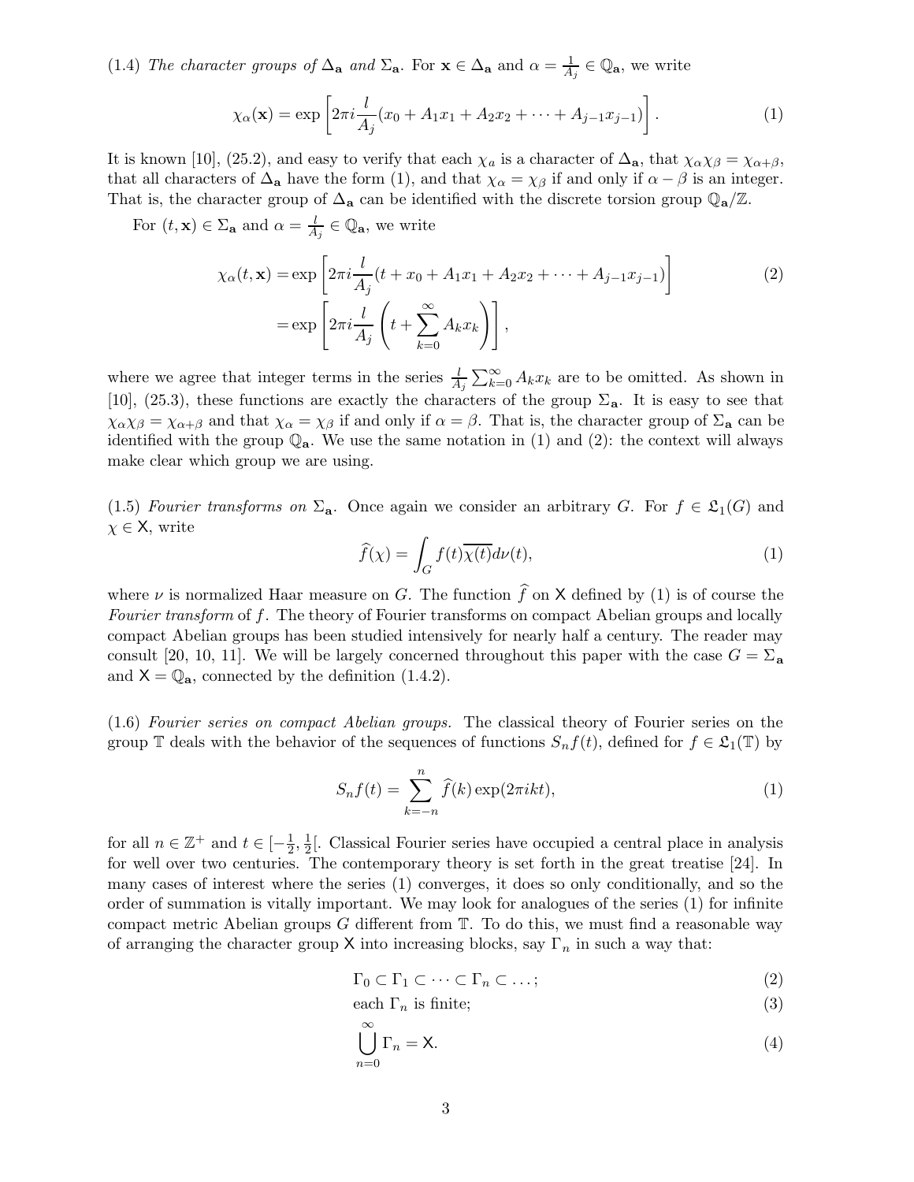(1.4) *The character groups of* $\Delta_{\mathbf{a}}$ *and* $\Sigma_{\mathbf{a}}$. For $\mathbf{x} \in \Delta_{\mathbf{a}}$ and $\alpha = \frac{l}{A_j} \in \mathbb{Q}_{\mathbf{a}}$, we write

$$\chi_\alpha(\mathbf{x}) = \exp\left[2\pi i \frac{l}{A_j}(x_0 + A_1x_1 + A_2x_2 + \cdots + A_{j-1}x_{j-1})\right]. \tag{1}$$

It is known [10], (25.2), and easy to verify that each $\chi_a$ is a character of $\Delta_{\mathbf{a}}$, that $\chi_\alpha\chi_\beta = \chi_{\alpha+\beta}$, that all characters of $\Delta_{\mathbf{a}}$ have the form (1), and that $\chi_\alpha = \chi_\beta$ if and only if $\alpha - \beta$ is an integer. That is, the character group of $\Delta_{\mathbf{a}}$ can be identified with the discrete torsion group $\mathbb{Q}_{\mathbf{a}}/\mathbb{Z}$.

For $(t, \mathbf{x}) \in \Sigma_{\mathbf{a}}$ and $\alpha = \frac{l}{A_j} \in \mathbb{Q}_{\mathbf{a}}$, we write

$$\begin{aligned}\chi_\alpha(t, \mathbf{x}) &= \exp\left[2\pi i \frac{l}{A_j}(t + x_0 + A_1x_1 + A_2x_2 + \cdots + A_{j-1}x_{j-1})\right] \\ &= \exp\left[2\pi i \frac{l}{A_j}\left(t + \sum_{k=0}^{\infty} A_kx_k\right)\right],\end{aligned} \tag{2}$$

where we agree that integer terms in the series $\frac{l}{A_j}\sum_{k=0}^{\infty} A_kx_k$ are to be omitted. As shown in [10], (25.3), these functions are exactly the characters of the group $\Sigma_{\mathbf{a}}$. It is easy to see that $\chi_\alpha\chi_\beta = \chi_{\alpha+\beta}$ and that $\chi_\alpha = \chi_\beta$ if and only if $\alpha = \beta$. That is, the character group of $\Sigma_{\mathbf{a}}$ can be identified with the group $\mathbb{Q}_{\mathbf{a}}$. We use the same notation in (1) and (2): the context will always make clear which group we are using.

(1.5) *Fourier transforms on* $\Sigma_{\mathbf{a}}$. Once again we consider an arbitrary $G$. For $f \in \mathfrak{L}_1(G)$ and $\chi \in \mathsf{X}$, write

$$\widehat{f}(\chi) = \int_G f(t)\overline{\chi(t)}d\nu(t), \tag{1}$$

where $\nu$ is normalized Haar measure on $G$. The function $\widehat{f}$ on $\mathsf{X}$ defined by (1) is of course the *Fourier transform* of $f$. The theory of Fourier transforms on compact Abelian groups and locally compact Abelian groups has been studied intensively for nearly half a century. The reader may consult [20, 10, 11]. We will be largely concerned throughout this paper with the case $G = \Sigma_{\mathbf{a}}$ and $\mathsf{X} = \mathbb{Q}_{\mathbf{a}}$, connected by the definition (1.4.2).

(1.6) *Fourier series on compact Abelian groups.* The classical theory of Fourier series on the group $\mathbb{T}$ deals with the behavior of the sequences of functions $S_nf(t)$, defined for $f \in \mathfrak{L}_1(\mathbb{T})$ by

$$S_nf(t) = \sum_{k=-n}^{n} \widehat{f}(k)\exp(2\pi ikt), \tag{1}$$

for all $n \in \mathbb{Z}^+$ and $t \in [-\frac{1}{2}, \frac{1}{2}[$. Classical Fourier series have occupied a central place in analysis for well over two centuries. The contemporary theory is set forth in the great treatise [24]. In many cases of interest where the series (1) converges, it does so only conditionally, and so the order of summation is vitally important. We may look for analogues of the series (1) for infinite compact metric Abelian groups $G$ different from $\mathbb{T}$. To do this, we must find a reasonable way of arranging the character group $\mathsf{X}$ into increasing blocks, say $\Gamma_n$ in such a way that:

$$\Gamma_0 \subset \Gamma_1 \subset \cdots \subset \Gamma_n \subset \ldots; \tag{2}$$

$$\text{each } \Gamma_n \text{ is finite;} \tag{3}$$

$$\bigcup_{n=0}^{\infty} \Gamma_n = \mathsf{X}. \tag{4}$$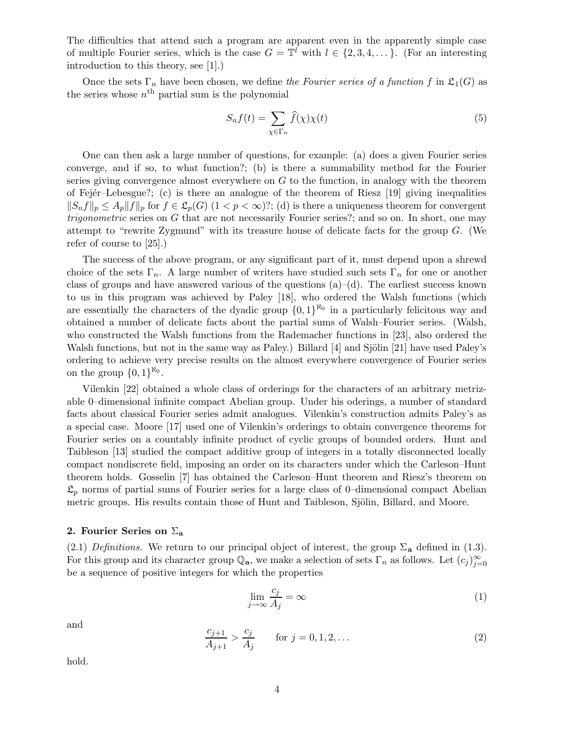The difficulties that attend such a program are apparent even in the apparently simple case of multiple Fourier series, which is the case $G = \mathbb{T}^l$ with $l \in \{2, 3, 4, \dots\}$. (For an interesting introduction to this theory, see [1].)

Once the sets $\Gamma_n$ have been chosen, we define *the Fourier series of a function $f$ in $\mathfrak{L}_1(G)$* as the series whose $n^{\text{th}}$ partial sum is the polynomial

$$S_n f(t) = \sum_{\chi \in \Gamma_n} \widehat{f}(\chi)\chi(t) \tag{5}$$

One can then ask a large number of questions, for example: (a) does a given Fourier series converge, and if so, to what function?; (b) is there a summability method for the Fourier series giving convergence almost everywhere on $G$ to the function, in analogy with the theorem of Fejér–Lebesgue?; (c) is there an analogue of the theorem of Riesz [19] giving inequalities $\|S_n f\|_p \le A_p \|f\|_p$ for $f \in \mathfrak{L}_p(G)$ $(1 < p < \infty)$?; (d) is there a uniqueness theorem for convergent *trigonometric* series on $G$ that are not necessarily Fourier series?; and so on. In short, one may attempt to "rewrite Zygmund" with its treasure house of delicate facts for the group $G$. (We refer of course to [25].)

The success of the above program, or any significant part of it, must depend upon a shrewd choice of the sets $\Gamma_n$. A large number of writers have studied such sets $\Gamma_n$ for one or another class of groups and have answered various of the questions (a)–(d). The earliest success known to us in this program was achieved by Paley [18], who ordered the Walsh functions (which are essentially the characters of the dyadic group $\{0,1\}^{\aleph_0}$ in a particularly felicitous way and obtained a number of delicate facts about the partial sums of Walsh–Fourier series. (Walsh, who constructed the Walsh functions from the Rademacher functions in [23], also ordered the Walsh functions, but not in the same way as Paley.) Billard [4] and Sjölin [21] have used Paley's ordering to achieve very precise results on the almost everywhere convergence of Fourier series on the group $\{0,1\}^{\aleph_0}$.

Vilenkin [22] obtained a whole class of orderings for the characters of an arbitrary metrizable 0–dimensional infinite compact Abelian group. Under his oderings, a number of standard facts about classical Fourier series admit analogues. Vilenkin's construction admits Paley's as a special case. Moore [17] used one of Vilenkin's orderings to obtain convergence theorems for Fourier series on a countably infinite product of cyclic groups of bounded orders. Hunt and Taibleson [13] studied the compact additive group of integers in a totally disconnected locally compact nondiscrete field, imposing an order on its characters under which the Carleson–Hunt theorem holds. Gosselin [7] has obtained the Carleson–Hunt theorem and Riesz's theorem on $\mathfrak{L}_p$ norms of partial sums of Fourier series for a large class of 0–dimensional compact Abelian metric groups. His results contain those of Hunt and Taibleson, Sjölin, Billard, and Moore.

## 2. Fourier Series on $\Sigma_{\mathbf{a}}$

(2.1) *Definitions.* We return to our principal object of interest, the group $\Sigma_{\mathbf{a}}$ defined in (1.3). For this group and its character group $\mathbb{Q}_{\mathbf{a}}$, we make a selection of sets $\Gamma_n$ as follows. Let $(c_j)_{j=0}^{\infty}$ be a sequence of positive integers for which the properties

$$\lim_{j \to \infty} \frac{c_j}{A_j} = \infty \tag{1}$$

and

$$\frac{c_{j+1}}{A_{j+1}} > \frac{c_j}{A_j} \qquad \text{for } j = 0, 1, 2, \dots \tag{2}$$

hold.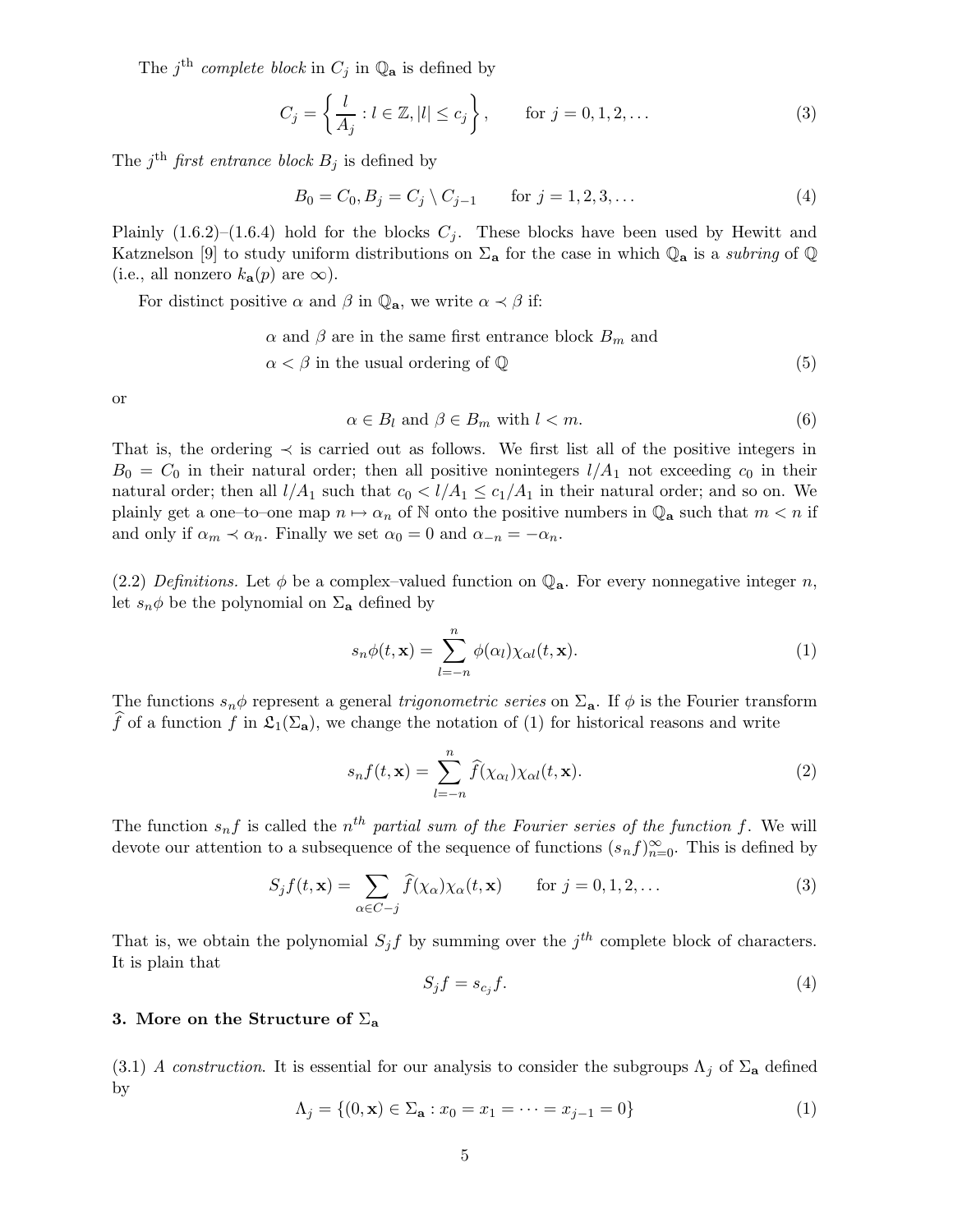The $j^{\text{th}}$ *complete block* in $C_j$ in $\mathbb{Q}_{\mathbf{a}}$ is defined by

$$C_j = \left\{ \frac{l}{A_j} : l \in \mathbb{Z}, |l| \leq c_j \right\}, \qquad \text{for } j = 0, 1, 2, \ldots \tag{3}$$

The $j^{\text{th}}$ *first entrance block* $B_j$ is defined by

$$B_0 = C_0, B_j = C_j \setminus C_{j-1} \qquad \text{for } j = 1, 2, 3, \ldots \tag{4}$$

Plainly (1.6.2)–(1.6.4) hold for the blocks $C_j$. These blocks have been used by Hewitt and Katznelson [9] to study uniform distributions on $\Sigma_{\mathbf{a}}$ for the case in which $\mathbb{Q}_{\mathbf{a}}$ is a *subring* of $\mathbb{Q}$ (i.e., all nonzero $k_{\mathbf{a}}(p)$ are $\infty$).

For distinct positive $\alpha$ and $\beta$ in $\mathbb{Q}_{\mathbf{a}}$, we write $\alpha \prec \beta$ if:

$$\begin{aligned} &\alpha \text{ and } \beta \text{ are in the same first entrance block } B_m \text{ and} \\ &\alpha < \beta \text{ in the usual ordering of } \mathbb{Q} \end{aligned} \tag{5}$$

or

$$\alpha \in B_l \text{ and } \beta \in B_m \text{ with } l < m. \tag{6}$$

That is, the ordering $\prec$ is carried out as follows. We first list all of the positive integers in $B_0 = C_0$ in their natural order; then all positive nonintegers $l/A_1$ not exceeding $c_0$ in their natural order; then all $l/A_1$ such that $c_0 < l/A_1 \leq c_1/A_1$ in their natural order; and so on. We plainly get a one–to–one map $n \mapsto \alpha_n$ of $\mathbb{N}$ onto the positive numbers in $\mathbb{Q}_{\mathbf{a}}$ such that $m < n$ if and only if $\alpha_m \prec \alpha_n$. Finally we set $\alpha_0 = 0$ and $\alpha_{-n} = -\alpha_n$.

(2.2) *Definitions.* Let $\phi$ be a complex–valued function on $\mathbb{Q}_{\mathbf{a}}$. For every nonnegative integer $n$, let $s_n\phi$ be the polynomial on $\Sigma_{\mathbf{a}}$ defined by

$$s_n\phi(t, \mathbf{x}) = \sum_{l=-n}^{n} \phi(\alpha_l)\chi_{\alpha l}(t, \mathbf{x}). \tag{1}$$

The functions $s_n\phi$ represent a general *trigonometric series* on $\Sigma_{\mathbf{a}}$. If $\phi$ is the Fourier transform $\widehat{f}$ of a function $f$ in $\mathfrak{L}_1(\Sigma_{\mathbf{a}})$, we change the notation of (1) for historical reasons and write

$$s_n f(t, \mathbf{x}) = \sum_{l=-n}^{n} \widehat{f}(\chi_{\alpha_l})\chi_{\alpha l}(t, \mathbf{x}). \tag{2}$$

The function $s_n f$ is called the $n^{th}$ *partial sum of the Fourier series of the function* $f$. We will devote our attention to a subsequence of the sequence of functions $(s_n f)_{n=0}^{\infty}$. This is defined by

$$S_j f(t, \mathbf{x}) = \sum_{\alpha \in C-j} \widehat{f}(\chi_\alpha)\chi_\alpha(t, \mathbf{x}) \qquad \text{for } j = 0, 1, 2, \ldots \tag{3}$$

That is, we obtain the polynomial $S_j f$ by summing over the $j^{th}$ complete block of characters. It is plain that

$$S_j f = s_{c_j} f. \tag{4}$$

## 3. More on the Structure of $\Sigma_{\mathbf{a}}$

(3.1) *A construction.* It is essential for our analysis to consider the subgroups $\Lambda_j$ of $\Sigma_{\mathbf{a}}$ defined by

$$\Lambda_j = \{(0, \mathbf{x}) \in \Sigma_{\mathbf{a}} : x_0 = x_1 = \cdots = x_{j-1} = 0\} \tag{1}$$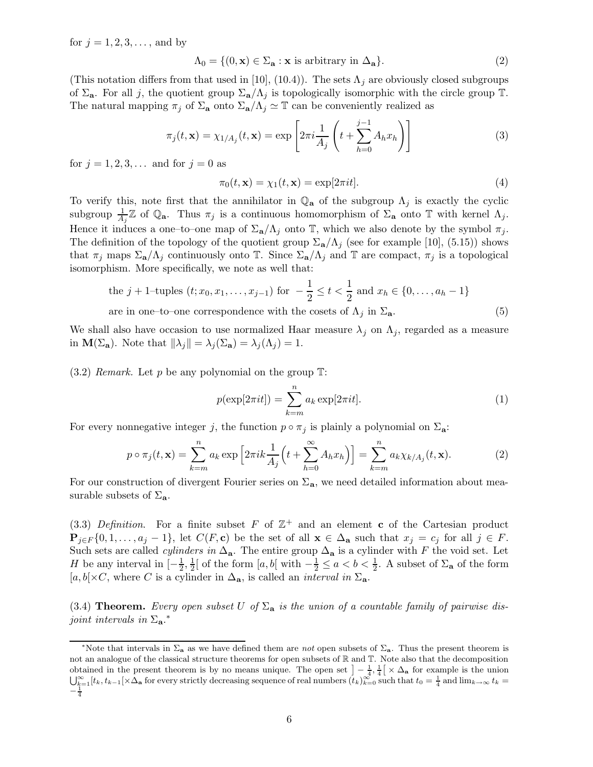for $j = 1, 2, 3, \ldots$, and by

$$\Lambda_0 = \{(0, \mathbf{x}) \in \Sigma_{\mathbf{a}} : \mathbf{x} \text{ is arbitrary in } \Delta_{\mathbf{a}}\}. \tag{2}$$

(This notation differs from that used in [10], (10.4)). The sets $\Lambda_j$ are obviously closed subgroups of $\Sigma_{\mathbf{a}}$. For all $j$, the quotient group $\Sigma_{\mathbf{a}}/\Lambda_j$ is topologically isomorphic with the circle group $\mathbb{T}$. The natural mapping $\pi_j$ of $\Sigma_{\mathbf{a}}$ onto $\Sigma_{\mathbf{a}}/\Lambda_j \simeq \mathbb{T}$ can be conveniently realized as

$$\pi_j(t, \mathbf{x}) = \chi_{1/A_j}(t, \mathbf{x}) = \exp\left[2\pi i \frac{1}{A_j}\left(t + \sum_{h=0}^{j-1} A_h x_h\right)\right] \tag{3}$$

for $j = 1, 2, 3, \ldots$ and for $j = 0$ as

$$\pi_0(t, \mathbf{x}) = \chi_1(t, \mathbf{x}) = \exp[2\pi i t]. \tag{4}$$

To verify this, note first that the annihilator in $\mathbb{Q}_{\mathbf{a}}$ of the subgroup $\Lambda_j$ is exactly the cyclic subgroup $\frac{1}{A_j}\mathbb{Z}$ of $\mathbb{Q}_{\mathbf{a}}$. Thus $\pi_j$ is a continuous homomorphism of $\Sigma_{\mathbf{a}}$ onto $\mathbb{T}$ with kernel $\Lambda_j$. Hence it induces a one–to–one map of $\Sigma_{\mathbf{a}}/\Lambda_j$ onto $\mathbb{T}$, which we also denote by the symbol $\pi_j$. The definition of the topology of the quotient group $\Sigma_{\mathbf{a}}/\Lambda_j$ (see for example [10], (5.15)) shows that $\pi_j$ maps $\Sigma_{\mathbf{a}}/\Lambda_j$ continuously onto $\mathbb{T}$. Since $\Sigma_{\mathbf{a}}/\Lambda_j$ and $\mathbb{T}$ are compact, $\pi_j$ is a topological isomorphism. More specifically, we note as well that:

the $j+1$–tuples $(t; x_0, x_1, \ldots, x_{j-1})$ for $-\frac{1}{2} \le t < \frac{1}{2}$ and $x_h \in \{0, \ldots, a_h - 1\}$
are in one–to–one correspondence with the cosets of $\Lambda_j$ in $\Sigma_{\mathbf{a}}$. (5)

We shall also have occasion to use normalized Haar measure $\lambda_j$ on $\Lambda_j$, regarded as a measure in $\mathbf{M}(\Sigma_{\mathbf{a}})$. Note that $\|\lambda_j\| = \lambda_j(\Sigma_{\mathbf{a}}) = \lambda_j(\Lambda_j) = 1$.

(3.2) *Remark.* Let $p$ be any polynomial on the group $\mathbb{T}$:

$$p(\exp[2\pi i t]) = \sum_{k=m}^{n} a_k \exp[2\pi i t]. \tag{1}$$

For every nonnegative integer $j$, the function $p \circ \pi_j$ is plainly a polynomial on $\Sigma_{\mathbf{a}}$:

$$p \circ \pi_j(t, \mathbf{x}) = \sum_{k=m}^{n} a_k \exp\Big[2\pi i k \frac{1}{A_j}\Big(t + \sum_{h=0}^{\infty} A_h x_h\Big)\Big] = \sum_{k=m}^{n} a_k \chi_{k/A_j}(t, \mathbf{x}). \tag{2}$$

For our construction of divergent Fourier series on $\Sigma_{\mathbf{a}}$, we need detailed information about measurable subsets of $\Sigma_{\mathbf{a}}$.

(3.3) *Definition.* For a finite subset $F$ of $\mathbb{Z}^+$ and an element $\mathbf{c}$ of the Cartesian product $\mathbf{P}_{j \in F}\{0, 1, \ldots, a_j - 1\}$, let $C(F, \mathbf{c})$ be the set of all $\mathbf{x} \in \Delta_{\mathbf{a}}$ such that $x_j = c_j$ for all $j \in F$. Such sets are called *cylinders in* $\Delta_{\mathbf{a}}$. The entire group $\Delta_{\mathbf{a}}$ is a cylinder with $F$ the void set. Let $H$ be any interval in $[-\frac{1}{2}, \frac{1}{2}[$ of the form $[a, b[$ with $-\frac{1}{2} \le a < b < \frac{1}{2}$. A subset of $\Sigma_{\mathbf{a}}$ of the form $[a, b[\times C$, where $C$ is a cylinder in $\Delta_{\mathbf{a}}$, is called an *interval in* $\Sigma_{\mathbf{a}}$.

(3.4) **Theorem.** *Every open subset $U$ of $\Sigma_{\mathbf{a}}$ is the union of a countable family of pairwise disjoint intervals in $\Sigma_{\mathbf{a}}$.*[*]

[*] Note that intervals in $\Sigma_{\mathbf{a}}$ as we have defined them are *not* open subsets of $\Sigma_{\mathbf{a}}$. Thus the present theorem is not an analogue of the classical structure theorems for open subsets of $\mathbb{R}$ and $\mathbb{T}$. Note also that the decomposition obtained in the present theorem is by no means unique. The open set $]-\frac{1}{4}, \frac{1}{4}[\, \times \Delta_{\mathbf{a}}$ for example is the union $\bigcup_{k=1}^{\infty} [t_k, t_{k-1}[\times \Delta_{\mathbf{a}}$ for every strictly decreasing sequence of real numbers $(t_k)_{k=0}^{\infty}$ such that $t_0 = \frac{1}{4}$ and $\lim_{k\to\infty} t_k = -\frac{1}{4}$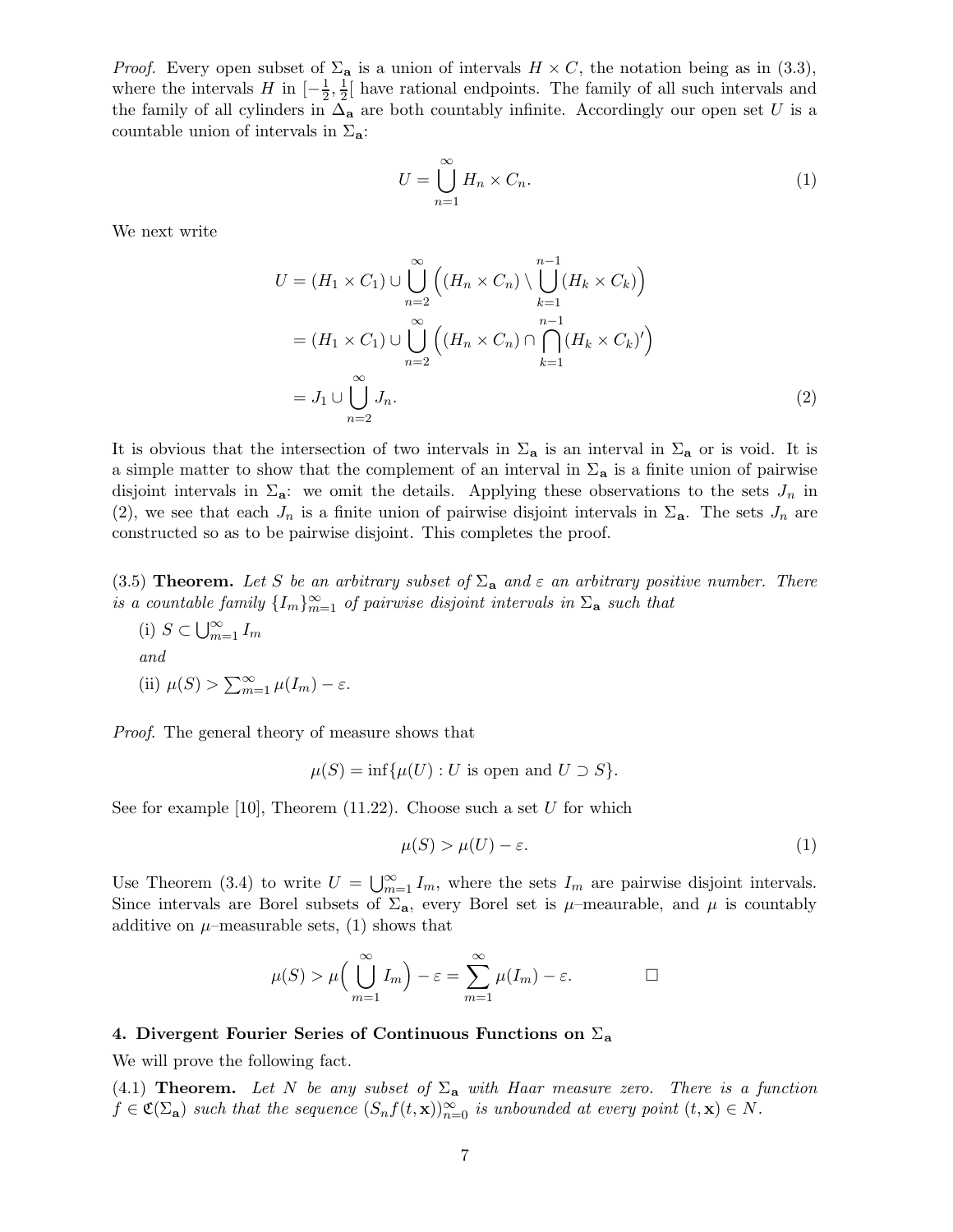*Proof.* Every open subset of $\Sigma_{\mathbf{a}}$ is a union of intervals $H \times C$, the notation being as in (3.3), where the intervals $H$ in $[-\frac{1}{2}, \frac{1}{2}[$ have rational endpoints. The family of all such intervals and the family of all cylinders in $\Delta_{\mathbf{a}}$ are both countably infinite. Accordingly our open set $U$ is a countable union of intervals in $\Sigma_{\mathbf{a}}$:

$$U = \bigcup_{n=1}^{\infty} H_n \times C_n. \tag{1}$$

We next write

$$\begin{aligned}
U &= (H_1 \times C_1) \cup \bigcup_{n=2}^{\infty} \Big( (H_n \times C_n) \setminus \bigcup_{k=1}^{n-1} (H_k \times C_k) \Big) \\
&= (H_1 \times C_1) \cup \bigcup_{n=2}^{\infty} \Big( (H_n \times C_n) \cap \bigcap_{k=1}^{n-1} (H_k \times C_k)' \Big) \\
&= J_1 \cup \bigcup_{n=2}^{\infty} J_n.
\end{aligned} \tag{2}$$

It is obvious that the intersection of two intervals in $\Sigma_{\mathbf{a}}$ is an interval in $\Sigma_{\mathbf{a}}$ or is void. It is a simple matter to show that the complement of an interval in $\Sigma_{\mathbf{a}}$ is a finite union of pairwise disjoint intervals in $\Sigma_{\mathbf{a}}$: we omit the details. Applying these observations to the sets $J_n$ in (2), we see that each $J_n$ is a finite union of pairwise disjoint intervals in $\Sigma_{\mathbf{a}}$. The sets $J_n$ are constructed so as to be pairwise disjoint. This completes the proof.

(3.5) **Theorem.** *Let $S$ be an arbitrary subset of $\Sigma_{\mathbf{a}}$ and $\varepsilon$ an arbitrary positive number. There is a countable family $\{I_m\}_{m=1}^{\infty}$ of pairwise disjoint intervals in $\Sigma_{\mathbf{a}}$ such that*

(i) $S \subset \bigcup_{m=1}^{\infty} I_m$

*and*

(ii) $\mu(S) > \sum_{m=1}^{\infty} \mu(I_m) - \varepsilon$.

*Proof.* The general theory of measure shows that

$$\mu(S) = \inf\{\mu(U) : U \text{ is open and } U \supset S\}.$$

See for example [10], Theorem (11.22). Choose such a set $U$ for which

$$\mu(S) > \mu(U) - \varepsilon. \tag{1}$$

Use Theorem (3.4) to write $U = \bigcup_{m=1}^{\infty} I_m$, where the sets $I_m$ are pairwise disjoint intervals. Since intervals are Borel subsets of $\Sigma_{\mathbf{a}}$, every Borel set is $\mu$–meaurable, and $\mu$ is countably additive on $\mu$–measurable sets, (1) shows that

$$\mu(S) > \mu\Big( \bigcup_{m=1}^{\infty} I_m \Big) - \varepsilon = \sum_{m=1}^{\infty} \mu(I_m) - \varepsilon. \qquad \square$$

## 4. Divergent Fourier Series of Continuous Functions on $\Sigma_{\mathbf{a}}$

We will prove the following fact.

(4.1) **Theorem.** *Let $N$ be any subset of $\Sigma_{\mathbf{a}}$ with Haar measure zero. There is a function $f \in \mathfrak{C}(\Sigma_{\mathbf{a}})$ such that the sequence $(S_n f(t, \mathbf{x}))_{n=0}^{\infty}$ is unbounded at every point $(t, \mathbf{x}) \in N$.*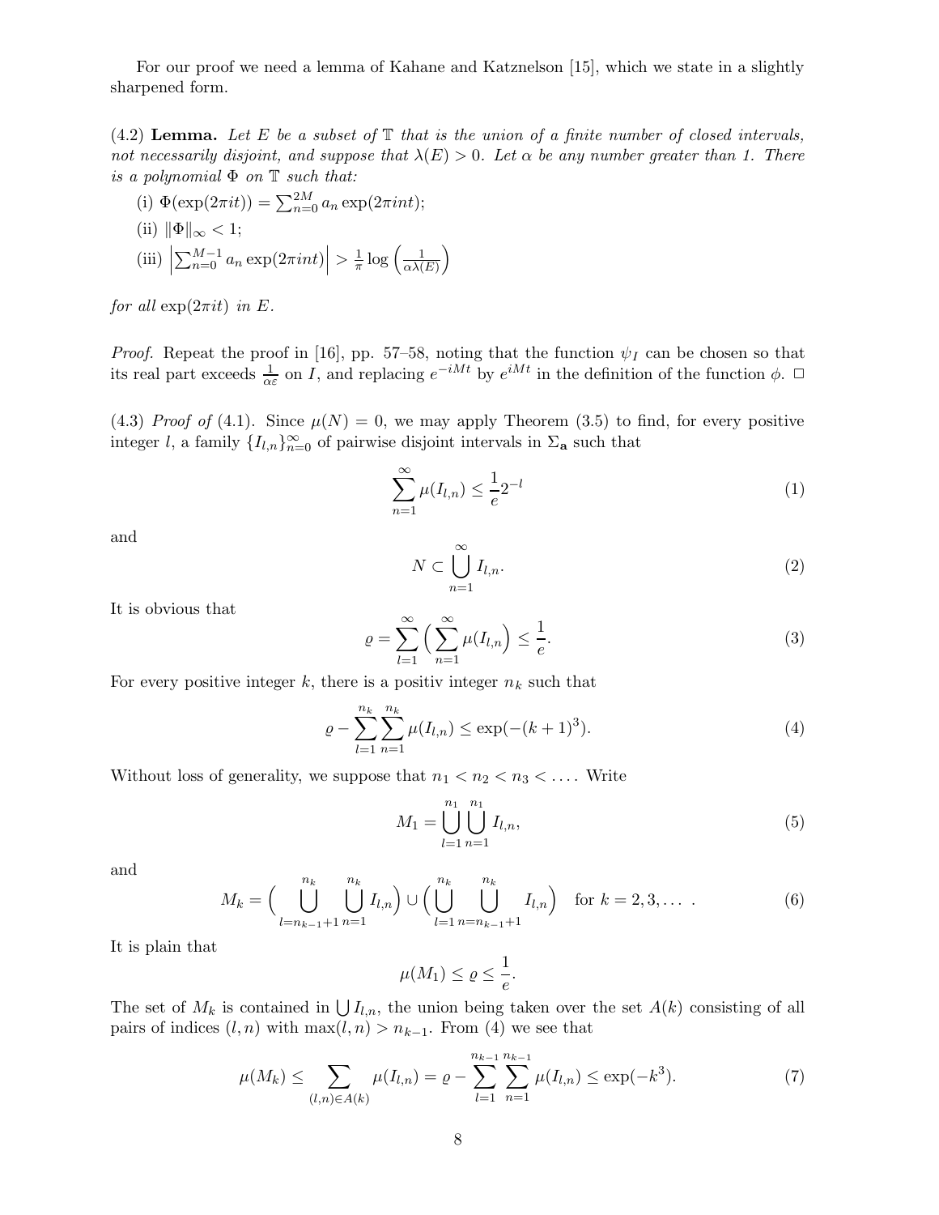For our proof we need a lemma of Kahane and Katznelson [15], which we state in a slightly sharpened form.

(4.2) **Lemma.** *Let $E$ be a subset of $\mathbb{T}$ that is the union of a finite number of closed intervals, not necessarily disjoint, and suppose that $\lambda(E) > 0$. Let $\alpha$ be any number greater than 1. There is a polynomial $\Phi$ on $\mathbb{T}$ such that:*

(i) $\Phi(\exp(2\pi it)) = \sum_{n=0}^{2M} a_n \exp(2\pi int)$;

(ii) $\|\Phi\|_\infty < 1$;

(iii) $\left|\sum_{n=0}^{M-1} a_n \exp(2\pi int)\right| > \frac{1}{\pi} \log\left(\frac{1}{\alpha\lambda(E)}\right)$

*for all* $\exp(2\pi it)$ *in* $E$.

*Proof.* Repeat the proof in [16], pp. 57–58, noting that the function $\psi_I$ can be chosen so that its real part exceeds $\frac{1}{\alpha\varepsilon}$ on $I$, and replacing $e^{-iMt}$ by $e^{iMt}$ in the definition of the function $\phi$. $\square$

(4.3) *Proof of* (4.1). Since $\mu(N) = 0$, we may apply Theorem (3.5) to find, for every positive integer $l$, a family $\{I_{l,n}\}_{n=0}^{\infty}$ of pairwise disjoint intervals in $\Sigma_{\mathbf{a}}$ such that

$$\sum_{n=1}^{\infty} \mu(I_{l,n}) \leq \frac{1}{e} 2^{-l} \tag{1}$$

and

$$N \subset \bigcup_{n=1}^{\infty} I_{l,n}. \tag{2}$$

It is obvious that

$$\varrho = \sum_{l=1}^{\infty} \Big( \sum_{n=1}^{\infty} \mu(I_{l,n} \Big) \leq \frac{1}{e}. \tag{3}$$

For every positive integer $k$, there is a positiv integer $n_k$ such that

$$\varrho - \sum_{l=1}^{n_k} \sum_{n=1}^{n_k} \mu(I_{l,n}) \leq \exp(-(k+1)^3). \tag{4}$$

Without loss of generality, we suppose that $n_1 < n_2 < n_3 < \ldots$. Write

$$M_1 = \bigcup_{l=1}^{n_1} \bigcup_{n=1}^{n_1} I_{l,n}, \tag{5}$$

and

$$M_k = \Big( \bigcup_{l=n_{k-1}+1}^{n_k} \bigcup_{n=1}^{n_k} I_{l,n} \Big) \cup \Big( \bigcup_{l=1}^{n_k} \bigcup_{n=n_{k-1}+1}^{n_k} I_{l,n} \Big) \quad \text{for } k = 2, 3, \ldots\ . \tag{6}$$

It is plain that

$$\mu(M_1) \leq \varrho \leq \frac{1}{e}.$$

The set of $M_k$ is contained in $\bigcup I_{l,n}$, the union being taken over the set $A(k)$ consisting of all pairs of indices $(l, n)$ with $\max(l, n) > n_{k-1}$. From (4) we see that

$$\mu(M_k) \leq \sum_{(l,n)\in A(k)} \mu(I_{l,n}) = \varrho - \sum_{l=1}^{n_{k-1}} \sum_{n=1}^{n_{k-1}} \mu(I_{l,n}) \leq \exp(-k^3). \tag{7}$$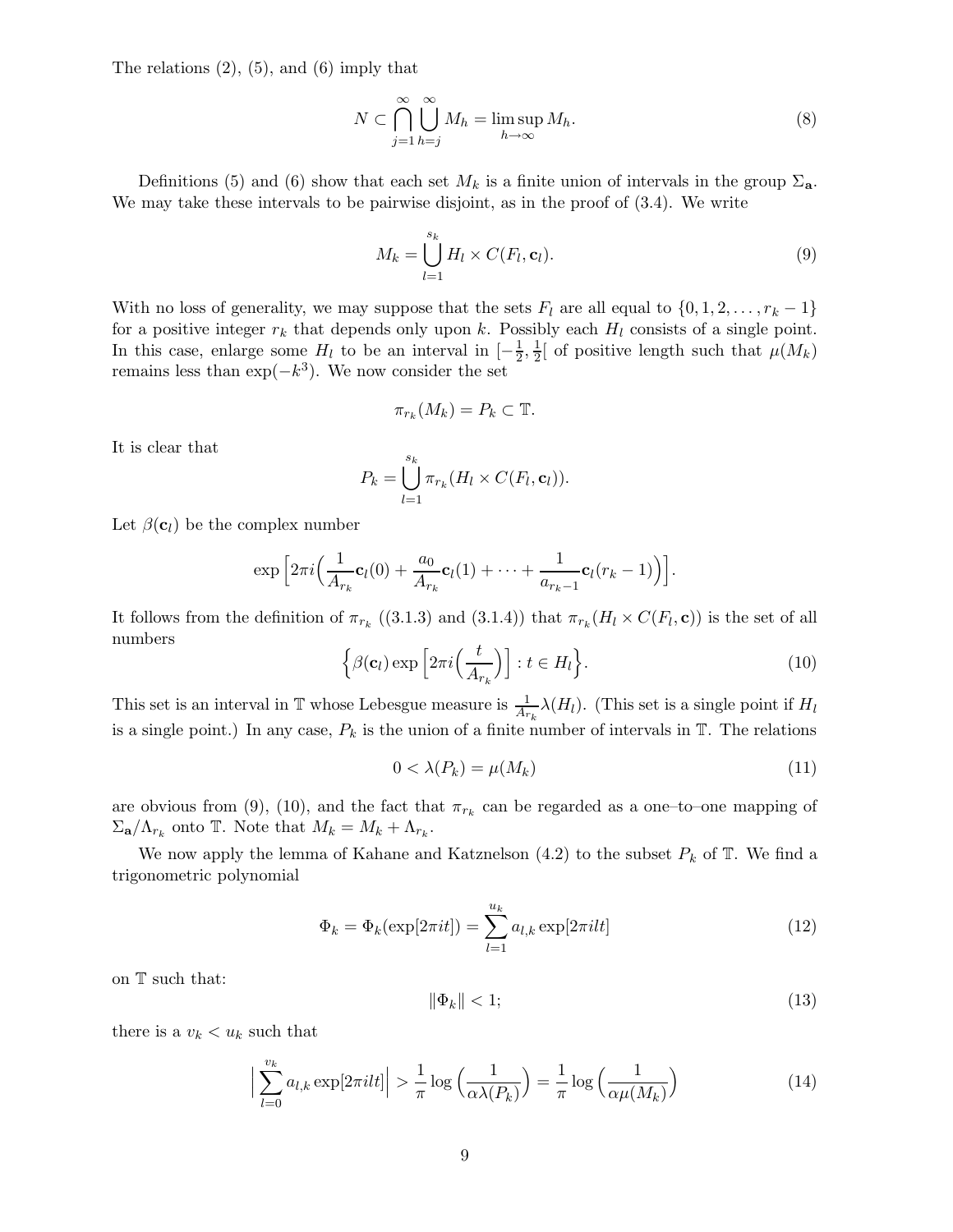The relations (2), (5), and (6) imply that

$$N \subset \bigcap_{j=1}^{\infty} \bigcup_{h=j}^{\infty} M_h = \limsup_{h\to\infty} M_h. \tag{8}$$

Definitions (5) and (6) show that each set $M_k$ is a finite union of intervals in the group $\Sigma_{\mathbf{a}}$. We may take these intervals to be pairwise disjoint, as in the proof of (3.4). We write

$$M_k = \bigcup_{l=1}^{s_k} H_l \times C(F_l, \mathbf{c}_l). \tag{9}$$

With no loss of generality, we may suppose that the sets $F_l$ are all equal to $\{0, 1, 2, \ldots, r_k - 1\}$ for a positive integer $r_k$ that depends only upon $k$. Possibly each $H_l$ consists of a single point. In this case, enlarge some $H_l$ to be an interval in $[-\frac{1}{2}, \frac{1}{2}[$ of positive length such that $\mu(M_k)$ remains less than $\exp(-k^3)$. We now consider the set

$$\pi_{r_k}(M_k) = P_k \subset \mathbb{T}.$$

It is clear that

$$P_k = \bigcup_{l=1}^{s_k} \pi_{r_k}(H_l \times C(F_l, \mathbf{c}_l)).$$

Let $\beta(\mathbf{c}_l)$ be the complex number

$$\exp\Big[2\pi i\Big(\frac{1}{A_{r_k}}\mathbf{c}_l(0) + \frac{a_0}{A_{r_k}}\mathbf{c}_l(1) + \cdots + \frac{1}{a_{r_k-1}}\mathbf{c}_l(r_k - 1)\Big)\Big].$$

It follows from the definition of $\pi_{r_k}$ ((3.1.3) and (3.1.4)) that $\pi_{r_k}(H_l \times C(F_l, \mathbf{c}))$ is the set of all numbers

$$\Big\{\beta(\mathbf{c}_l) \exp\Big[2\pi i\Big(\frac{t}{A_{r_k}}\Big)\Big] : t \in H_l\Big\}. \tag{10}$$

This set is an interval in $\mathbb{T}$ whose Lebesgue measure is $\frac{1}{A_{r_k}}\lambda(H_l)$. (This set is a single point if $H_l$ is a single point.) In any case, $P_k$ is the union of a finite number of intervals in $\mathbb{T}$. The relations

$$0 < \lambda(P_k) = \mu(M_k) \tag{11}$$

are obvious from (9), (10), and the fact that $\pi_{r_k}$ can be regarded as a one–to–one mapping of $\Sigma_{\mathbf{a}}/\Lambda_{r_k}$ onto $\mathbb{T}$. Note that $M_k = M_k + \Lambda_{r_k}$.

We now apply the lemma of Kahane and Katznelson (4.2) to the subset $P_k$ of $\mathbb{T}$. We find a trigonometric polynomial

$$\Phi_k = \Phi_k(\exp[2\pi i t]) = \sum_{l=1}^{u_k} a_{l,k} \exp[2\pi i l t] \tag{12}$$

on $\mathbb{T}$ such that:

$$\|\Phi_k\| < 1; \tag{13}$$

there is a $v_k < u_k$ such that

$$\Big|\sum_{l=0}^{v_k} a_{l,k} \exp[2\pi i l t]\Big| > \frac{1}{\pi}\log\Big(\frac{1}{\alpha\lambda(P_k)}\Big) = \frac{1}{\pi}\log\Big(\frac{1}{\alpha\mu(M_k)}\Big) \tag{14}$$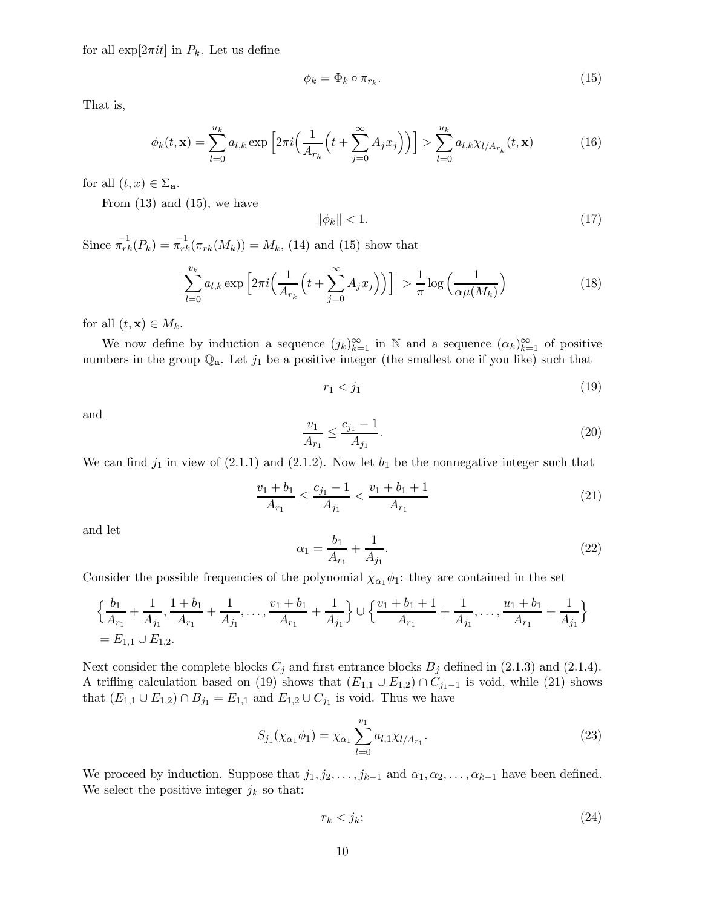for all $\exp[2\pi it]$ in $P_k$. Let us define

$$\phi_k = \Phi_k \circ \pi_{r_k}. \tag{15}$$

That is,

$$\phi_k(t, \mathbf{x}) = \sum_{l=0}^{u_k} a_{l,k} \exp\Big[2\pi i\Big(\frac{1}{A_{r_k}}\Big(t + \sum_{j=0}^{\infty} A_j x_j\Big)\Big)\Big] > \sum_{l=0}^{u_k} a_{l,k}\chi_{l/A_{r_k}}(t, \mathbf{x}) \tag{16}$$

for all $(t, x) \in \Sigma_{\mathbf{a}}$.

From (13) and (15), we have

$$\|\phi_k\| < 1. \tag{17}$$

Since $\overset{-1}{\pi}_{rk}(P_k) = \overset{-1}{\pi}_{rk}(\pi_{rk}(M_k)) = M_k$, (14) and (15) show that

$$\Big|\sum_{l=0}^{v_k} a_{l,k} \exp\Big[2\pi i\Big(\frac{1}{A_{r_k}}\Big(t + \sum_{j=0}^{\infty} A_j x_j\Big)\Big)\Big]\Big| > \frac{1}{\pi}\log\Big(\frac{1}{\alpha\mu(M_k)}\Big) \tag{18}$$

for all $(t, \mathbf{x}) \in M_k$.

We now define by induction a sequence $(j_k)_{k=1}^{\infty}$ in $\mathbb{N}$ and a sequence $(\alpha_k)_{k=1}^{\infty}$ of positive numbers in the group $\mathbb{Q}_{\mathbf{a}}$. Let $j_1$ be a positive integer (the smallest one if you like) such that

$$r_1 < j_1 \tag{19}$$

and

$$\frac{v_1}{A_{r_1}} \leq \frac{c_{j_1} - 1}{A_{j_1}}. \tag{20}$$

We can find $j_1$ in view of (2.1.1) and (2.1.2). Now let $b_1$ be the nonnegative integer such that

$$\frac{v_1 + b_1}{A_{r_1}} \leq \frac{c_{j_1} - 1}{A_{j_1}} < \frac{v_1 + b_1 + 1}{A_{r_1}} \tag{21}$$

and let

$$\alpha_1 = \frac{b_1}{A_{r_1}} + \frac{1}{A_{j_1}}. \tag{22}$$

Consider the possible frequencies of the polynomial $\chi_{\alpha_1}\phi_1$: they are contained in the set

$$\Big\{\frac{b_1}{A_{r_1}} + \frac{1}{A_{j_1}}, \frac{1 + b_1}{A_{r_1}} + \frac{1}{A_{j_1}}, \dots, \frac{v_1 + b_1}{A_{r_1}} + \frac{1}{A_{j_1}}\Big\} \cup \Big\{\frac{v_1 + b_1 + 1}{A_{r_1}} + \frac{1}{A_{j_1}}, \dots, \frac{u_1 + b_1}{A_{r_1}} + \frac{1}{A_{j_1}}\Big\}$$
$$= E_{1,1} \cup E_{1,2}.$$

Next consider the complete blocks $C_j$ and first entrance blocks $B_j$ defined in (2.1.3) and (2.1.4). A trifling calculation based on (19) shows that $(E_{1,1} \cup E_{1,2}) \cap C_{j_1 - 1}$ is void, while (21) shows that $(E_{1,1} \cup E_{1,2}) \cap B_{j_1} = E_{1,1}$ and $E_{1,2} \cup C_{j_1}$ is void. Thus we have

$$S_{j_1}(\chi_{\alpha_1}\phi_1) = \chi_{\alpha_1} \sum_{l=0}^{v_1} a_{l,1}\chi_{l/A_{r_1}}. \tag{23}$$

We proceed by induction. Suppose that $j_1, j_2, \dots, j_{k-1}$ and $\alpha_1, \alpha_2, \dots, \alpha_{k-1}$ have been defined. We select the positive integer $j_k$ so that:

$$r_k < j_k; \tag{24}$$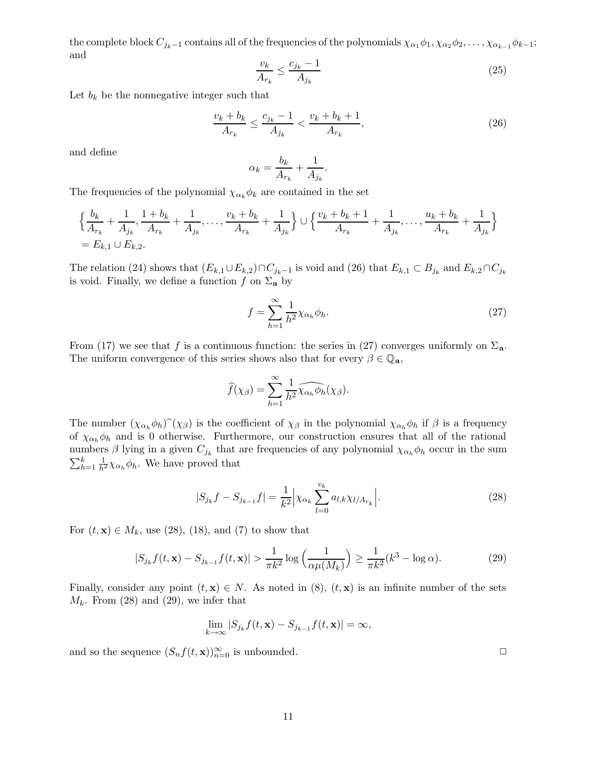the complete block $C_{j_k-1}$ contains all of the frequencies of the polynomials $\chi_{\alpha_1}\phi_1, \chi_{\alpha_2}\phi_2, \ldots, \chi_{\alpha_{k-1}}\phi_{k-1}$; and

$$\frac{v_k}{A_{r_k}} \leq \frac{c_{j_k}-1}{A_{j_k}} \tag{25}$$

Let $b_k$ be the nonnegative integer such that

$$\frac{v_k+b_k}{A_{r_k}} \leq \frac{c_{j_k}-1}{A_{j_k}} < \frac{v_k+b_k+1}{A_{r_k}}, \tag{26}$$

and define

$$\alpha_k = \frac{b_k}{A_{r_k}} + \frac{1}{A_{j_k}}.$$

The frequencies of the polynomial $\chi_{\alpha_k}\phi_k$ are contained in the set

$$\begin{aligned}&\Big\{\frac{b_k}{A_{r_k}}+\frac{1}{A_{j_k}}, \frac{1+b_k}{A_{r_k}}+\frac{1}{A_{j_k}}, \ldots, \frac{v_k+b_k}{A_{r_k}}+\frac{1}{A_{j_k}}\Big\} \cup \Big\{\frac{v_k+b_k+1}{A_{r_k}}+\frac{1}{A_{j_k}}, \ldots, \frac{u_k+b_k}{A_{r_k}}+\frac{1}{A_{j_k}}\Big\}\\ &= E_{k,1} \cup E_{k,2}.\end{aligned}$$

The relation (24) shows that $(E_{k,1}\cup E_{k,2})\cap C_{j_k-1}$ is void and (26) that $E_{k,1} \subset B_{j_k}$ and $E_{k,2}\cap C_{j_k}$ is void. Finally, we define a function $f$ on $\Sigma_{\mathbf{a}}$ by

$$f = \sum_{h=1}^{\infty} \frac{1}{h^2}\chi_{\alpha_h}\phi_h. \tag{27}$$

From (17) we see that $f$ is a continuous function: the series in (27) converges uniformly on $\Sigma_{\mathbf{a}}$. The uniform convergence of this series shows also that for every $\beta \in \mathbb{Q}_{\mathbf{a}}$,

$$\widehat{f}(\chi_\beta) = \sum_{h=1}^{\infty} \frac{1}{h^2}\widehat{\chi_{\alpha_h}\phi_h}(\chi_\beta).$$

The number $(\chi_{\alpha_h}\phi_h)\widehat{\ }(\chi_\beta)$ is the coefficient of $\chi_\beta$ in the polynomial $\chi_{\alpha_h}\phi_h$ if $\beta$ is a frequency of $\chi_{\alpha_h}\phi_h$ and is 0 otherwise. Furthermore, our construction ensures that all of the rational numbers $\beta$ lying in a given $C_{j_k}$ that are frequencies of any polynomial $\chi_{\alpha_h}\phi_h$ occur in the sum $\sum_{h=1}^{k}\frac{1}{h^2}\chi_{\alpha_h}\phi_h$. We have proved that

$$|S_{j_k}f - S_{j_{k-1}}f| = \frac{1}{k^2}\Big|\chi_{\alpha_k}\sum_{l=0}^{v_k} a_{l,k}\chi_{l/A_{r_k}}\Big|. \tag{28}$$

For $(t,\mathbf{x}) \in M_k$, use (28), (18), and (7) to show that

$$|S_{j_k}f(t,\mathbf{x}) - S_{j_{k-1}}f(t,\mathbf{x})| > \frac{1}{\pi k^2}\log\Big(\frac{1}{\alpha\mu(M_k)}\Big) \geq \frac{1}{\pi k^2}(k^3 - \log\alpha). \tag{29}$$

Finally, consider any point $(t,\mathbf{x}) \in N$. As noted in (8), $(t,\mathbf{x})$ is an infinite number of the sets $M_k$. From (28) and (29), we infer that

$$\lim_{k\to\infty}|S_{j_k}f(t,\mathbf{x}) - S_{j_{k-1}}f(t,\mathbf{x})| = \infty,$$

and so the sequence $(S_nf(t,\mathbf{x}))_{n=0}^{\infty}$ is unbounded. $\square$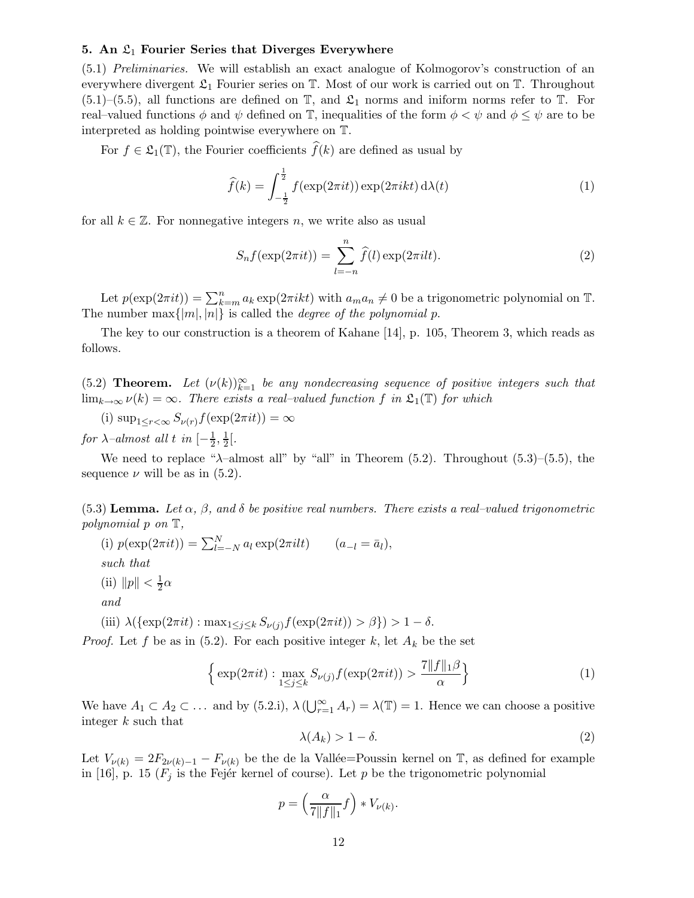### 5. An $\mathfrak{L}_1$ Fourier Series that Diverges Everywhere

(5.1) *Preliminaries.* We will establish an exact analogue of Kolmogorov's construction of an everywhere divergent $\mathfrak{L}_1$ Fourier series on $\mathbb{T}$. Most of our work is carried out on $\mathbb{T}$. Throughout (5.1)–(5.5), all functions are defined on $\mathbb{T}$, and $\mathfrak{L}_1$ norms and iniform norms refer to $\mathbb{T}$. For real–valued functions $\phi$ and $\psi$ defined on $\mathbb{T}$, inequalities of the form $\phi < \psi$ and $\phi \leq \psi$ are to be interpreted as holding pointwise everywhere on $\mathbb{T}$.

For $f \in \mathfrak{L}_1(\mathbb{T})$, the Fourier coefficients $\widehat{f}(k)$ are defined as usual by

$$\widehat{f}(k) = \int_{-\frac{1}{2}}^{\frac{1}{2}} f(\exp(2\pi it)) \exp(2\pi ikt)\, \mathrm{d}\lambda(t) \tag{1}$$

for all $k \in \mathbb{Z}$. For nonnegative integers $n$, we write also as usual

$$S_n f(\exp(2\pi it)) = \sum_{l=-n}^{n} \widehat{f}(l) \exp(2\pi ilt). \tag{2}$$

Let $p(\exp(2\pi it)) = \sum_{k=m}^{n} a_k \exp(2\pi ikt)$ with $a_m a_n \neq 0$ be a trigonometric polynomial on $\mathbb{T}$. The number $\max\{|m|, |n|\}$ is called the *degree of the polynomial* $p$.

The key to our construction is a theorem of Kahane [14], p. 105, Theorem 3, which reads as follows.

(5.2) **Theorem.** *Let $(\nu(k))_{k=1}^{\infty}$ be any nondecreasing sequence of positive integers such that $\lim_{k\to\infty} \nu(k) = \infty$. There exists a real–valued function $f$ in $\mathfrak{L}_1(\mathbb{T})$ for which*

(i) $\sup_{1\leq r<\infty} S_{\nu(r)} f(\exp(2\pi it)) = \infty$

*for $\lambda$–almost all $t$ in $[-\frac{1}{2}, \frac{1}{2}[$.*

We need to replace "$\lambda$–almost all" by "all" in Theorem (5.2). Throughout (5.3)–(5.5), the sequence $\nu$ will be as in (5.2).

(5.3) **Lemma.** *Let $\alpha$, $\beta$, and $\delta$ be positive real numbers. There exists a real–valued trigonometric polynomial $p$ on $\mathbb{T}$,*

(i) $p(\exp(2\pi it)) = \sum_{l=-N}^{N} a_l \exp(2\pi ilt) \qquad (a_{-l} = \bar{a}_l)$,

*such that*

(ii) $\|p\| < \frac{1}{2}\alpha$

*and*

(iii) $\lambda(\{\exp(2\pi it) : \max_{1\leq j\leq k} S_{\nu(j)} f(\exp(2\pi it)) > \beta\}) > 1 - \delta$.

*Proof.* Let $f$ be as in (5.2). For each positive integer $k$, let $A_k$ be the set

$$\Big\{\exp(2\pi it) : \max_{1\leq j\leq k} S_{\nu(j)} f(\exp(2\pi it)) > \frac{7\|f\|_1 \beta}{\alpha}\Big\} \tag{1}$$

We have $A_1 \subset A_2 \subset \ldots$ and by (5.2.i), $\lambda\left(\bigcup_{r=1}^{\infty} A_r\right) = \lambda(\mathbb{T}) = 1$. Hence we can choose a positive integer $k$ such that

$$\lambda(A_k) > 1 - \delta. \tag{2}$$

Let $V_{\nu(k)} = 2F_{2\nu(k)-1} - F_{\nu(k)}$ be the de la Vallée=Poussin kernel on $\mathbb{T}$, as defined for example in [16], p. 15 ($F_j$ is the Fejér kernel of course). Let $p$ be the trigonometric polynomial

$$p = \Big(\frac{\alpha}{7\|f\|_1} f\Big) * V_{\nu(k)}.$$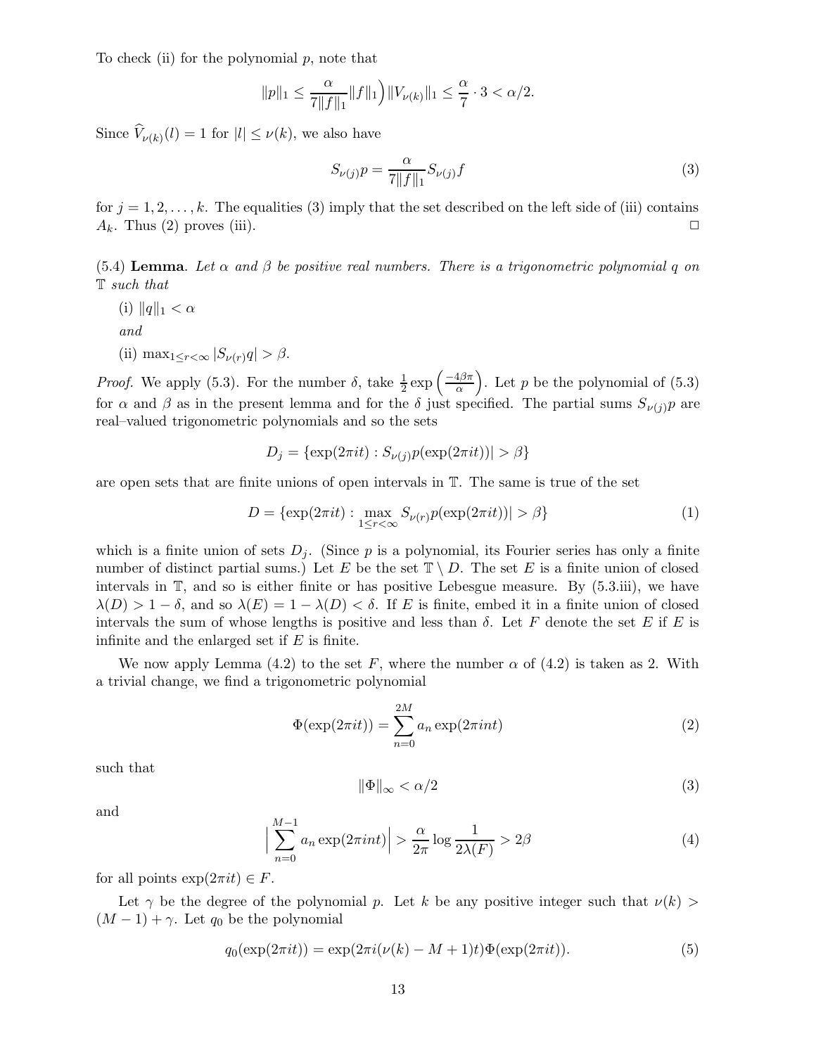To check (ii) for the polynomial $p$, note that

$$\|p\|_1 \leq \frac{\alpha}{7\|f\|_1}\|f\|_1\Big)\|V_{\nu(k)}\|_1 \leq \frac{\alpha}{7} \cdot 3 < \alpha/2.$$

Since $\widehat{V}_{\nu(k)}(l) = 1$ for $|l| \leq \nu(k)$, we also have

$$S_{\nu(j)}p = \frac{\alpha}{7\|f\|_1} S_{\nu(j)}f \tag{3}$$

for $j = 1, 2, \ldots, k$. The equalities (3) imply that the set described on the left side of (iii) contains $A_k$. Thus (2) proves (iii). □

(5.4) **Lemma**. *Let $\alpha$ and $\beta$ be positive real numbers. There is a trigonometric polynomial $q$ on $\mathbb{T}$ such that*

(i) $\|q\|_1 < \alpha$

*and*

(ii) $\max_{1 \leq r < \infty} |S_{\nu(r)}q| > \beta$.

*Proof.* We apply (5.3). For the number $\delta$, take $\frac{1}{2}\exp\left(\frac{-4\beta\pi}{\alpha}\right)$. Let $p$ be the polynomial of (5.3) for $\alpha$ and $\beta$ as in the present lemma and for the $\delta$ just specified. The partial sums $S_{\nu(j)}p$ are real–valued trigonometric polynomials and so the sets

$$D_j = \{\exp(2\pi it) : S_{\nu(j)}p(\exp(2\pi it))| > \beta\}$$

are open sets that are finite unions of open intervals in $\mathbb{T}$. The same is true of the set

$$D = \{\exp(2\pi it) : \max_{1 \leq r < \infty} S_{\nu(r)}p(\exp(2\pi it))| > \beta\} \tag{1}$$

which is a finite union of sets $D_j$. (Since $p$ is a polynomial, its Fourier series has only a finite number of distinct partial sums.) Let $E$ be the set $\mathbb{T} \setminus D$. The set $E$ is a finite union of closed intervals in $\mathbb{T}$, and so is either finite or has positive Lebesgue measure. By (5.3.iii), we have $\lambda(D) > 1 - \delta$, and so $\lambda(E) = 1 - \lambda(D) < \delta$. If $E$ is finite, embed it in a finite union of closed intervals the sum of whose lengths is positive and less than $\delta$. Let $F$ denote the set $E$ if $E$ is infinite and the enlarged set if $E$ is finite.

We now apply Lemma (4.2) to the set $F$, where the number $\alpha$ of (4.2) is taken as 2. With a trivial change, we find a trigonometric polynomial

$$\Phi(\exp(2\pi it)) = \sum_{n=0}^{2M} a_n \exp(2\pi int) \tag{2}$$

such that

$$\|\Phi\|_\infty < \alpha/2 \tag{3}$$

and

$$\Big|\sum_{n=0}^{M-1} a_n \exp(2\pi int)\Big| > \frac{\alpha}{2\pi}\log\frac{1}{2\lambda(F)} > 2\beta \tag{4}$$

for all points $\exp(2\pi it) \in F$.

Let $\gamma$ be the degree of the polynomial $p$. Let $k$ be any positive integer such that $\nu(k) > (M-1) + \gamma$. Let $q_0$ be the polynomial

$$q_0(\exp(2\pi it)) = \exp(2\pi i(\nu(k) - M + 1)t)\Phi(\exp(2\pi it)). \tag{5}$$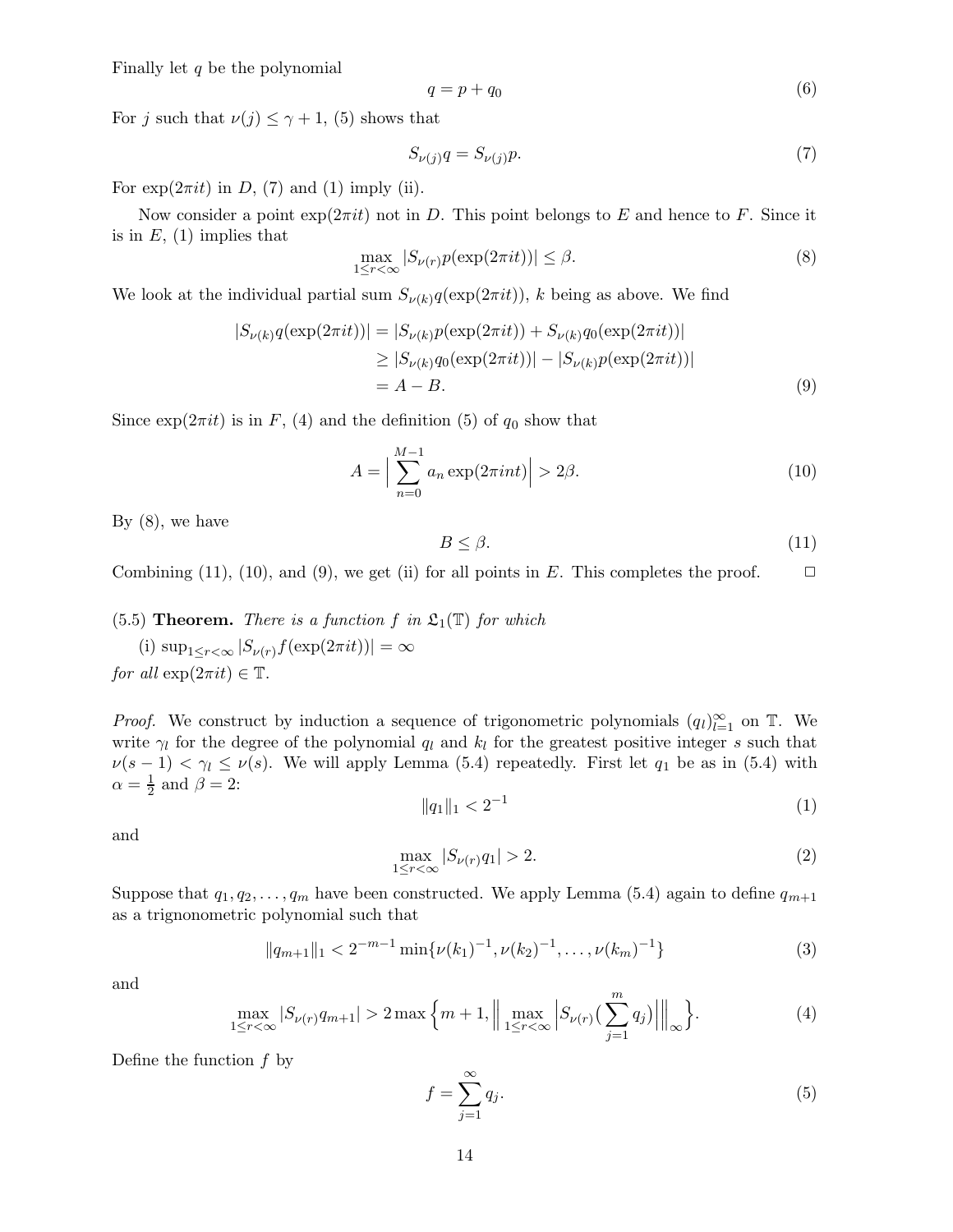Finally let $q$ be the polynomial

$$q = p + q_0 \tag{6}$$

For $j$ such that $\nu(j) \le \gamma + 1$, (5) shows that

$$S_{\nu(j)}q = S_{\nu(j)}p. \tag{7}$$

For $\exp(2\pi it)$ in $D$, (7) and (1) imply (ii).

Now consider a point $\exp(2\pi it)$ not in $D$. This point belongs to $E$ and hence to $F$. Since it is in $E$, (1) implies that

$$\max_{1\le r<\infty} |S_{\nu(r)}p(\exp(2\pi it))| \le \beta. \tag{8}$$

We look at the individual partial sum $S_{\nu(k)}q(\exp(2\pi it))$, $k$ being as above. We find

$$\begin{aligned}
|S_{\nu(k)}q(\exp(2\pi it))| &= |S_{\nu(k)}p(\exp(2\pi it)) + S_{\nu(k)}q_0(\exp(2\pi it))| \\
&\ge |S_{\nu(k)}q_0(\exp(2\pi it))| - |S_{\nu(k)}p(\exp(2\pi it))| \\
&= A - B.
\end{aligned} \tag{9}$$

Since $\exp(2\pi it)$ is in $F$, (4) and the definition (5) of $q_0$ show that

$$A = \Big| \sum_{n=0}^{M-1} a_n \exp(2\pi int) \Big| > 2\beta. \tag{10}$$

By (8), we have

$$B \le \beta. \tag{11}$$

Combining (11), (10), and (9), we get (ii) for all points in $E$. This completes the proof. □

(5.5) **Theorem.** *There is a function $f$ in $\mathfrak{L}_1(\mathbb{T})$ for which*

(i) $\sup_{1\le r<\infty} |S_{\nu(r)}f(\exp(2\pi it))| = \infty$

*for all* $\exp(2\pi it) \in \mathbb{T}$.

*Proof.* We construct by induction a sequence of trigonometric polynomials $(q_l)_{l=1}^{\infty}$ on $\mathbb{T}$. We write $\gamma_l$ for the degree of the polynomial $q_l$ and $k_l$ for the greatest positive integer $s$ such that $\nu(s-1) < \gamma_l \le \nu(s)$. We will apply Lemma (5.4) repeatedly. First let $q_1$ be as in (5.4) with $\alpha = \frac{1}{2}$ and $\beta = 2$:

$$\|q_1\|_1 < 2^{-1} \tag{1}$$

and

$$\max_{1\le r<\infty} |S_{\nu(r)}q_1| > 2. \tag{2}$$

Suppose that $q_1, q_2, \ldots, q_m$ have been constructed. We apply Lemma (5.4) again to define $q_{m+1}$ as a trignonometric polynomial such that

$$\|q_{m+1}\|_1 < 2^{-m-1} \min\{\nu(k_1)^{-1}, \nu(k_2)^{-1}, \ldots, \nu(k_m)^{-1}\} \tag{3}$$

and

$$\max_{1\le r<\infty} |S_{\nu(r)}q_{m+1}| > 2\max\Big\{m+1, \Big\| \max_{1\le r<\infty} \Big|S_{\nu(r)}\big(\sum_{j=1}^{m} q_j\big)\Big|\Big\|_\infty\Big\}. \tag{4}$$

Define the function $f$ by

$$f = \sum_{j=1}^{\infty} q_j. \tag{5}$$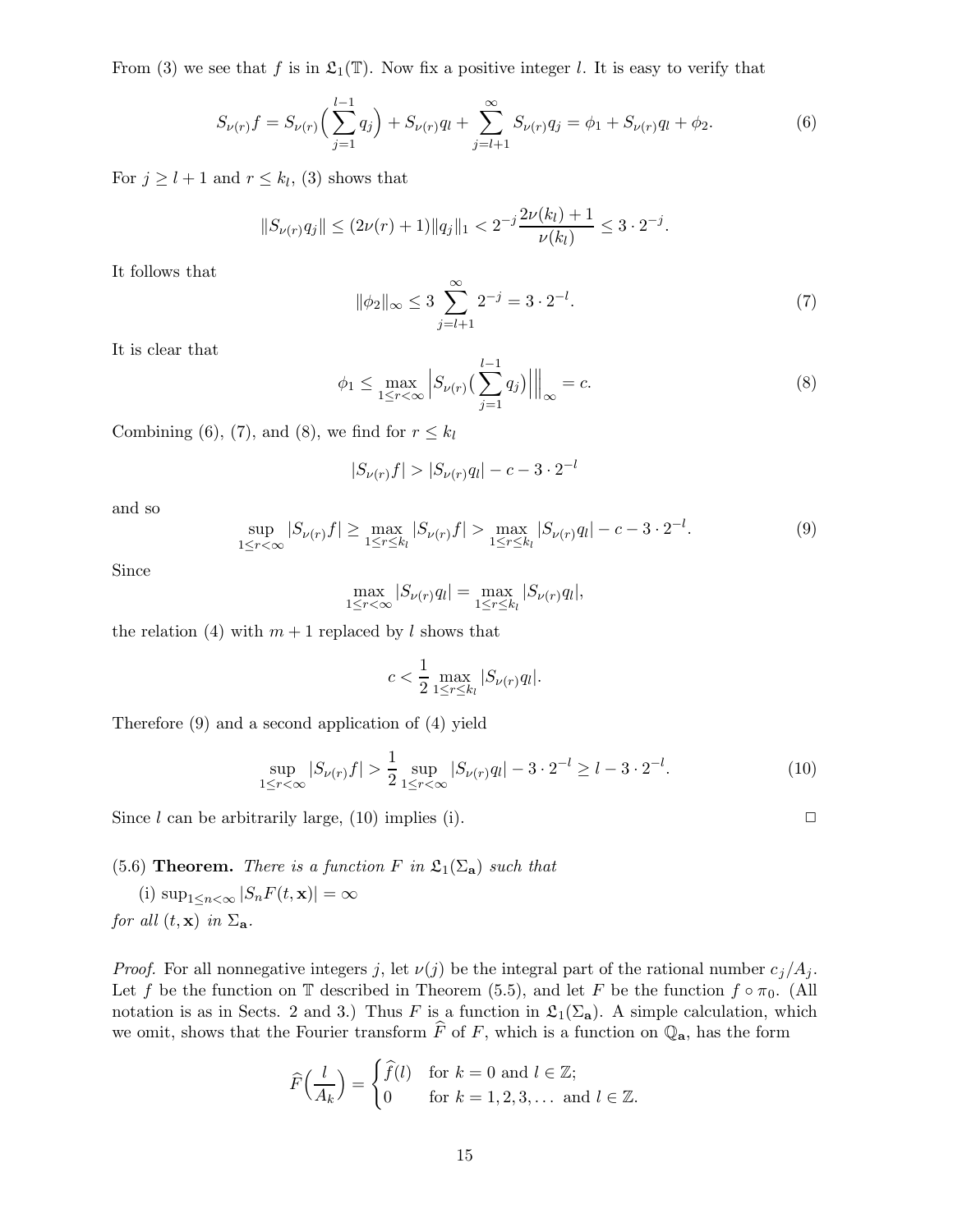From (3) we see that $f$ is in $\mathfrak{L}_1(\mathbb{T})$. Now fix a positive integer $l$. It is easy to verify that

$$S_{\nu(r)}f = S_{\nu(r)}\Big(\sum_{j=1}^{l-1} q_j\Big) + S_{\nu(r)}q_l + \sum_{j=l+1}^{\infty} S_{\nu(r)}q_j = \phi_1 + S_{\nu(r)}q_l + \phi_2. \tag{6}$$

For $j \geq l+1$ and $r \leq k_l$, (3) shows that

$$\|S_{\nu(r)}q_j\| \leq (2\nu(r)+1)\|q_j\|_1 < 2^{-j}\frac{2\nu(k_l)+1}{\nu(k_l)} \leq 3 \cdot 2^{-j}.$$

It follows that

$$\|\phi_2\|_\infty \leq 3\sum_{j=l+1}^{\infty} 2^{-j} = 3 \cdot 2^{-l}. \tag{7}$$

It is clear that

$$\phi_1 \leq \max_{1\leq r<\infty} \Big| S_{\nu(r)}\big(\sum_{j=1}^{l-1} q_j\big)\Big|\Big\|_\infty = c. \tag{8}$$

Combining (6), (7), and (8), we find for $r \leq k_l$

$$|S_{\nu(r)}f| > |S_{\nu(r)}q_l| - c - 3\cdot 2^{-l}$$

and so

$$\sup_{1\leq r<\infty} |S_{\nu(r)}f| \geq \max_{1\leq r\leq k_l} |S_{\nu(r)}f| > \max_{1\leq r\leq k_l} |S_{\nu(r)}q_l| - c - 3\cdot 2^{-l}. \tag{9}$$

Since

$$\max_{1\leq r<\infty} |S_{\nu(r)}q_l| = \max_{1\leq r\leq k_l} |S_{\nu(r)}q_l|,$$

the relation (4) with $m+1$ replaced by $l$ shows that

$$c < \frac{1}{2}\max_{1\leq r\leq k_l} |S_{\nu(r)}q_l|.$$

Therefore (9) and a second application of (4) yield

$$\sup_{1\leq r<\infty} |S_{\nu(r)}f| > \frac{1}{2}\sup_{1\leq r<\infty} |S_{\nu(r)}q_l| - 3\cdot 2^{-l} \geq l - 3\cdot 2^{-l}. \tag{10}$$

Since $l$ can be arbitrarily large, (10) implies (i). □

(5.6) **Theorem.** *There is a function $F$ in $\mathfrak{L}_1(\Sigma_{\mathbf{a}})$ such that*

(i) $\sup_{1\leq n<\infty} |S_nF(t,\mathbf{x})| = \infty$

*for all $(t,\mathbf{x})$ in $\Sigma_{\mathbf{a}}$.*

*Proof.* For all nonnegative integers $j$, let $\nu(j)$ be the integral part of the rational number $c_j/A_j$. Let $f$ be the function on $\mathbb{T}$ described in Theorem (5.5), and let $F$ be the function $f \circ \pi_0$. (All notation is as in Sects. 2 and 3.) Thus $F$ is a function in $\mathfrak{L}_1(\Sigma_{\mathbf{a}})$. A simple calculation, which we omit, shows that the Fourier transform $\widehat{F}$ of $F$, which is a function on $\mathbb{Q}_{\mathbf{a}}$, has the form

$$\widehat{F}\Big(\frac{l}{A_k}\Big) = \begin{cases} \widehat{f}(l) & \text{for } k=0 \text{ and } l\in\mathbb{Z};\\ 0 & \text{for } k=1,2,3,\ldots \text{ and } l\in\mathbb{Z}.\end{cases}$$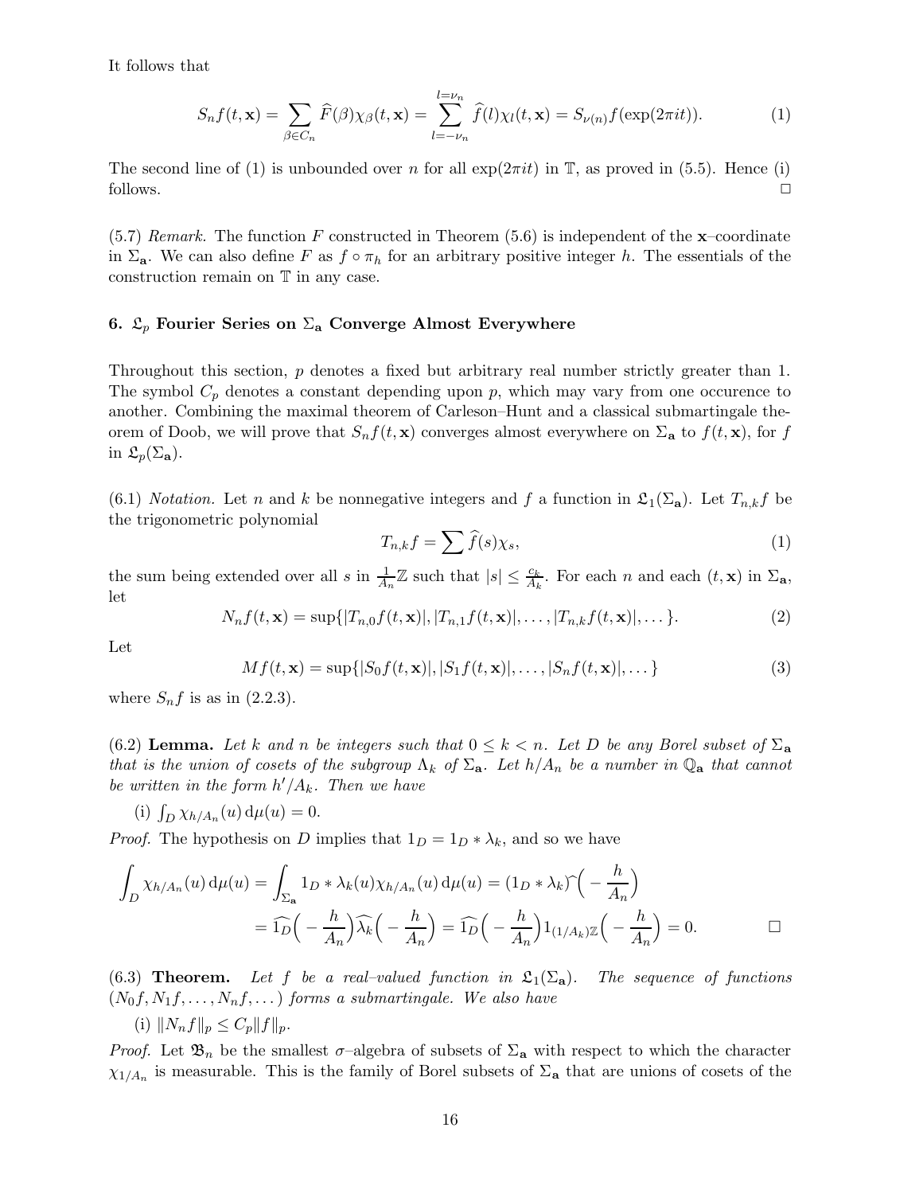It follows that

$$
S_n f(t, \mathbf{x}) = \sum_{\beta \in C_n} \widehat{F}(\beta) \chi_\beta(t, \mathbf{x}) = \sum_{l=-\nu_n}^{l=\nu_n} \widehat{f}(l) \chi_l(t, \mathbf{x}) = S_{\nu(n)} f(\exp(2\pi i t)). \tag{1}
$$

The second line of (1) is unbounded over $n$ for all $\exp(2\pi i t)$ in $\mathbb{T}$, as proved in (5.5). Hence (i) follows. □

(5.7) *Remark.* The function $F$ constructed in Theorem (5.6) is independent of the $\mathbf{x}$–coordinate in $\Sigma_{\mathbf{a}}$. We can also define $F$ as $f \circ \pi_h$ for an arbitrary positive integer $h$. The essentials of the construction remain on $\mathbb{T}$ in any case.

## 6. $\mathfrak{L}_p$ Fourier Series on $\Sigma_{\mathbf{a}}$ Converge Almost Everywhere

Throughout this section, $p$ denotes a fixed but arbitrary real number strictly greater than 1. The symbol $C_p$ denotes a constant depending upon $p$, which may vary from one occurence to another. Combining the maximal theorem of Carleson–Hunt and a classical submartingale theorem of Doob, we will prove that $S_n f(t, \mathbf{x})$ converges almost everywhere on $\Sigma_{\mathbf{a}}$ to $f(t, \mathbf{x})$, for $f$ in $\mathfrak{L}_p(\Sigma_{\mathbf{a}})$.

(6.1) *Notation.* Let $n$ and $k$ be nonnegative integers and $f$ a function in $\mathfrak{L}_1(\Sigma_{\mathbf{a}})$. Let $T_{n,k} f$ be the trigonometric polynomial

$$
T_{n,k} f = \sum \widehat{f}(s) \chi_s, \tag{1}
$$

the sum being extended over all $s$ in $\frac{1}{A_n}\mathbb{Z}$ such that $|s| \leq \frac{c_k}{A_k}$. For each $n$ and each $(t, \mathbf{x})$ in $\Sigma_{\mathbf{a}}$, let

$$
N_n f(t, \mathbf{x}) = \sup\{|T_{n,0} f(t, \mathbf{x})|, |T_{n,1} f(t, \mathbf{x})|, \ldots, |T_{n,k} f(t, \mathbf{x})|, \ldots\}. \tag{2}
$$

Let

$$
M f(t, \mathbf{x}) = \sup\{|S_0 f(t, \mathbf{x})|, |S_1 f(t, \mathbf{x})|, \ldots, |S_n f(t, \mathbf{x})|, \ldots\} \tag{3}
$$

where $S_n f$ is as in (2.2.3).

(6.2) **Lemma.** *Let $k$ and $n$ be integers such that $0 \leq k < n$. Let $D$ be any Borel subset of $\Sigma_{\mathbf{a}}$ that is the union of cosets of the subgroup $\Lambda_k$ of $\Sigma_{\mathbf{a}}$. Let $h/A_n$ be a number in $\mathbb{Q}_{\mathbf{a}}$ that cannot be written in the form $h'/A_k$. Then we have*

(i) $\int_D \chi_{h/A_n}(u)\, \mathrm{d}\mu(u) = 0$.

*Proof.* The hypothesis on $D$ implies that $1_D = 1_D * \lambda_k$, and so we have

$$
\begin{aligned}
\int_D \chi_{h/A_n}(u)\, \mathrm{d}\mu(u) &= \int_{\Sigma_{\mathbf{a}}} 1_D * \lambda_k(u) \chi_{h/A_n}(u)\, \mathrm{d}\mu(u) = (1_D * \lambda_k)\widehat{\ }\Big(-\frac{h}{A_n}\Big) \\
&= \widehat{1_D}\Big(-\frac{h}{A_n}\Big)\widehat{\lambda_k}\Big(-\frac{h}{A_n}\Big) = \widehat{1_D}\Big(-\frac{h}{A_n}\Big) 1_{(1/A_k)\mathbb{Z}}\Big(-\frac{h}{A_n}\Big) = 0. \qquad \square
\end{aligned}
$$

(6.3) **Theorem.** *Let $f$ be a real–valued function in $\mathfrak{L}_1(\Sigma_{\mathbf{a}})$. The sequence of functions $(N_0 f, N_1 f, \ldots, N_n f, \ldots)$ forms a submartingale. We also have*

(i) $\|N_n f\|_p \leq C_p \|f\|_p$.

*Proof.* Let $\mathfrak{B}_n$ be the smallest $\sigma$–algebra of subsets of $\Sigma_{\mathbf{a}}$ with respect to which the character $\chi_{1/A_n}$ is measurable. This is the family of Borel subsets of $\Sigma_{\mathbf{a}}$ that are unions of cosets of the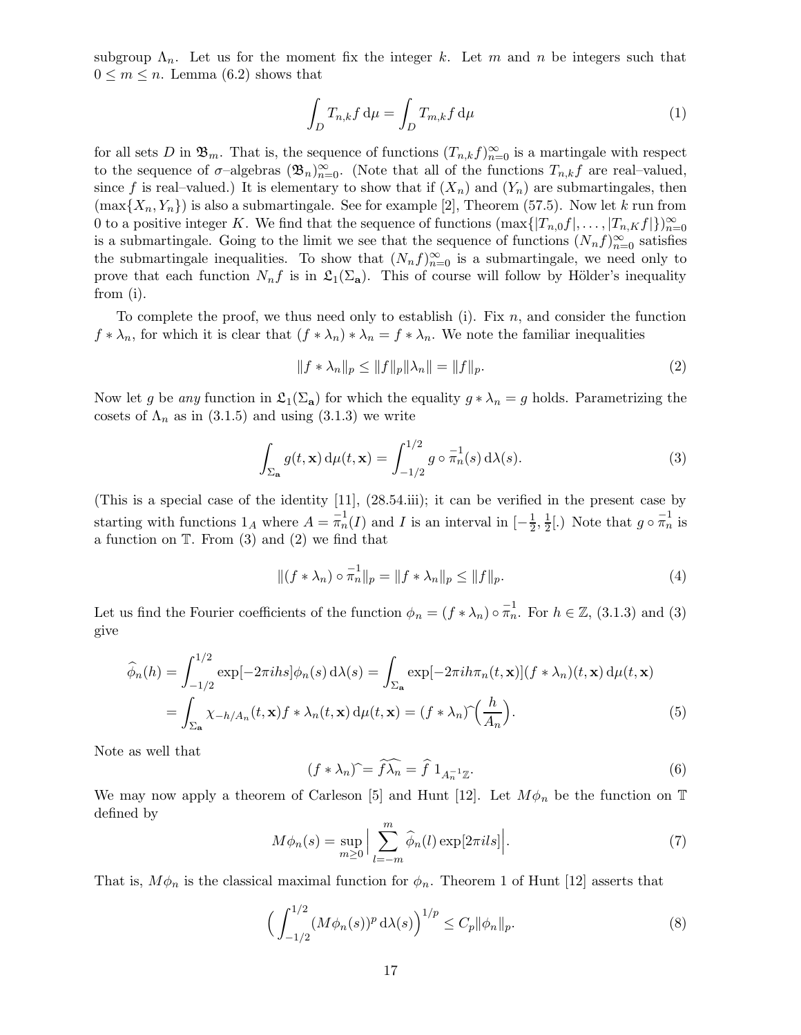subgroup $\Lambda_n$. Let us for the moment fix the integer $k$. Let $m$ and $n$ be integers such that $0 \le m \le n$. Lemma (6.2) shows that

$$\int_D T_{n,k} f \, \mathrm{d}\mu = \int_D T_{m,k} f \, \mathrm{d}\mu \tag{1}$$

for all sets $D$ in $\mathfrak{B}_m$. That is, the sequence of functions $(T_{n,k}f)_{n=0}^{\infty}$ is a martingale with respect to the sequence of $\sigma$–algebras $(\mathfrak{B}_n)_{n=0}^{\infty}$. (Note that all of the functions $T_{n,k}f$ are real–valued, since $f$ is real–valued.) It is elementary to show that if $(X_n)$ and $(Y_n)$ are submartingales, then $(\max\{X_n, Y_n\})$ is also a submartingale. See for example [2], Theorem (57.5). Now let $k$ run from 0 to a positive integer $K$. We find that the sequence of functions $(\max\{|T_{n,0}f|, \ldots, |T_{n,K}f|\})_{n=0}^{\infty}$ is a submartingale. Going to the limit we see that the sequence of functions $(N_n f)_{n=0}^{\infty}$ satisfies the submartingale inequalities. To show that $(N_n f)_{n=0}^{\infty}$ is a submartingale, we need only to prove that each function $N_n f$ is in $\mathfrak{L}_1(\Sigma_{\mathbf{a}})$. This of course will follow by Hölder's inequality from (i).

To complete the proof, we thus need only to establish (i). Fix $n$, and consider the function $f * \lambda_n$, for which it is clear that $(f * \lambda_n) * \lambda_n = f * \lambda_n$. We note the familiar inequalities

$$\|f * \lambda_n\|_p \le \|f\|_p \|\lambda_n\| = \|f\|_p. \tag{2}$$

Now let $g$ be *any* function in $\mathfrak{L}_1(\Sigma_{\mathbf{a}})$ for which the equality $g * \lambda_n = g$ holds. Parametrizing the cosets of $\Lambda_n$ as in (3.1.5) and using (3.1.3) we write

$$\int_{\Sigma_{\mathbf{a}}} g(t, \mathbf{x}) \, \mathrm{d}\mu(t, \mathbf{x}) = \int_{-1/2}^{1/2} g \circ \overset{-1}{\pi}_n(s) \, \mathrm{d}\lambda(s). \tag{3}$$

(This is a special case of the identity [11], (28.54.iii); it can be verified in the present case by starting with functions $1_A$ where $A = \overset{-1}{\pi}_n(I)$ and $I$ is an interval in $[-\frac{1}{2}, \frac{1}{2}[$.) Note that $g \circ \overset{-1}{\pi}_n$ is a function on $\mathbb{T}$. From (3) and (2) we find that

$$\|(f * \lambda_n) \circ \overset{-1}{\pi}_n\|_p = \|f * \lambda_n\|_p \le \|f\|_p. \tag{4}$$

Let us find the Fourier coefficients of the function $\phi_n = (f * \lambda_n) \circ \overset{-1}{\pi}_n$. For $h \in \mathbb{Z}$, (3.1.3) and (3) give

$$\begin{aligned}
\widehat{\phi}_n(h) &= \int_{-1/2}^{1/2} \exp[-2\pi i h s] \phi_n(s) \, \mathrm{d}\lambda(s) = \int_{\Sigma_{\mathbf{a}}} \exp[-2\pi i h \pi_n(t, \mathbf{x})] (f * \lambda_n)(t, \mathbf{x}) \, \mathrm{d}\mu(t, \mathbf{x}) \\
&= \int_{\Sigma_{\mathbf{a}}} \chi_{-h/A_n}(t, \mathbf{x}) f * \lambda_n(t, \mathbf{x}) \, \mathrm{d}\mu(t, \mathbf{x}) = (f * \lambda_n)\widehat{\ }\Big(\frac{h}{A_n}\Big).
\end{aligned} \tag{5}$$

Note as well that

$$(f * \lambda_n)\widehat{\ } = \widehat{f \lambda_n} = \widehat{f} \, 1_{A_n^{-1}\mathbb{Z}}. \tag{6}$$

We may now apply a theorem of Carleson [5] and Hunt [12]. Let $M\phi_n$ be the function on $\mathbb{T}$ defined by

$$M\phi_n(s) = \sup_{m \ge 0} \Big| \sum_{l=-m}^{m} \widehat{\phi}_n(l) \exp[2\pi i l s] \Big|. \tag{7}$$

That is, $M\phi_n$ is the classical maximal function for $\phi_n$. Theorem 1 of Hunt [12] asserts that

$$\Big( \int_{-1/2}^{1/2} (M\phi_n(s))^p \, \mathrm{d}\lambda(s) \Big)^{1/p} \le C_p \|\phi_n\|_p. \tag{8}$$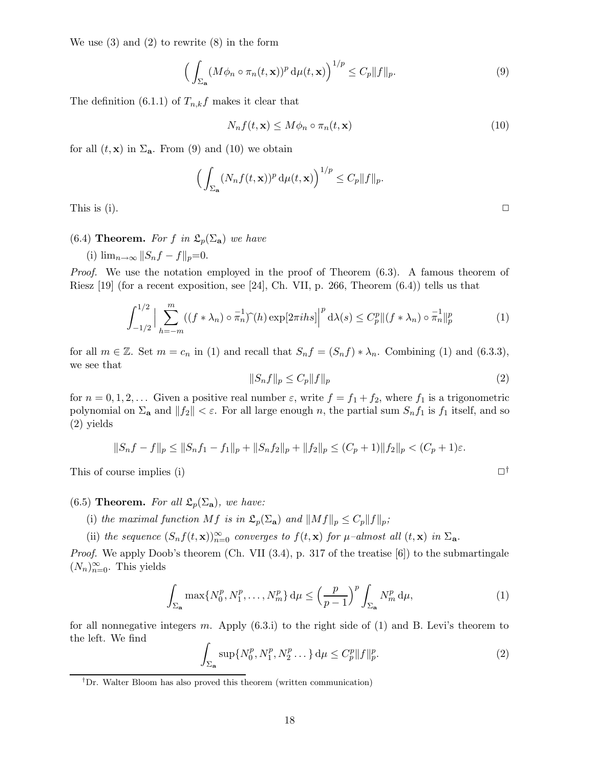We use (3) and (2) to rewrite (8) in the form

$$\Big( \int_{\Sigma_{\mathbf{a}}} (M\phi_n \circ \pi_n(t, \mathbf{x}))^p \, \mathrm{d}\mu(t, \mathbf{x}) \Big)^{1/p} \le C_p \|f\|_p. \tag{9}$$

The definition (6.1.1) of $T_{n,k}f$ makes it clear that

$$N_n f(t, \mathbf{x}) \le M\phi_n \circ \pi_n(t, \mathbf{x}) \tag{10}$$

for all $(t, \mathbf{x})$ in $\Sigma_{\mathbf{a}}$. From (9) and (10) we obtain

$$\Big( \int_{\Sigma_{\mathbf{a}}} (N_n f(t, \mathbf{x}))^p \, \mathrm{d}\mu(t, \mathbf{x}) \Big)^{1/p} \le C_p \|f\|_p.$$

This is (i). □

(6.4) **Theorem.** *For $f$ in $\mathfrak{L}_p(\Sigma_{\mathbf{a}})$ we have*

(i) $\lim_{n\to\infty} \|S_n f - f\|_p = 0$.

*Proof.* We use the notation employed in the proof of Theorem (6.3). A famous theorem of Riesz [19] (for a recent exposition, see [24], Ch. VII, p. 266, Theorem (6.4)) tells us that

$$\int_{-1/2}^{1/2} \Big| \sum_{h=-m}^{m} ((f * \lambda_n) \circ \overset{-1}{\pi_n})\widehat{\ }(h) \exp[2\pi i h s] \Big|^p \, \mathrm{d}\lambda(s) \le C_p^p \|(f * \lambda_n) \circ \overset{-1}{\pi_n}\|_p^p \tag{1}$$

for all $m \in \mathbb{Z}$. Set $m = c_n$ in (1) and recall that $S_n f = (S_n f) * \lambda_n$. Combining (1) and (6.3.3), we see that

$$\|S_n f\|_p \le C_p \|f\|_p \tag{2}$$

for $n = 0, 1, 2, \ldots$ Given a positive real number $\varepsilon$, write $f = f_1 + f_2$, where $f_1$ is a trigonometric polynomial on $\Sigma_{\mathbf{a}}$ and $\|f_2\| < \varepsilon$. For all large enough $n$, the partial sum $S_n f_1$ is $f_1$ itself, and so (2) yields

$$\|S_n f - f\|_p \le \|S_n f_1 - f_1\|_p + \|S_n f_2\|_p + \|f_2\|_p \le (C_p + 1)\|f_2\|_p < (C_p + 1)\varepsilon.$$

This of course implies (i) □[†]

(6.5) **Theorem.** *For all $\mathfrak{L}_p(\Sigma_{\mathbf{a}})$, we have:*

(i) *the maximal function $Mf$ is in $\mathfrak{L}_p(\Sigma_{\mathbf{a}})$ and $\|Mf\|_p \le C_p \|f\|_p$;*

(ii) *the sequence $(S_n f(t, \mathbf{x}))_{n=0}^{\infty}$ converges to $f(t, \mathbf{x})$ for $\mu$–almost all $(t, \mathbf{x})$ in $\Sigma_{\mathbf{a}}$.*

*Proof.* We apply Doob's theorem (Ch. VII (3.4), p. 317 of the treatise [6]) to the submartingale $(N_n)_{n=0}^{\infty}$. This yields

$$\int_{\Sigma_{\mathbf{a}}} \max\{N_0^p, N_1^p, \ldots, N_m^p\} \, \mathrm{d}\mu \le \Big( \frac{p}{p-1} \Big)^p \int_{\Sigma_{\mathbf{a}}} N_m^p \, \mathrm{d}\mu, \tag{1}$$

for all nonnegative integers $m$. Apply (6.3.i) to the right side of (1) and B. Levi's theorem to the left. We find

$$\int_{\Sigma_{\mathbf{a}}} \sup\{N_0^p, N_1^p, N_2^p \ldots\} \, \mathrm{d}\mu \le C_p^p \|f\|_p^p. \tag{2}$$

[†] Dr. Walter Bloom has also proved this theorem (written communication)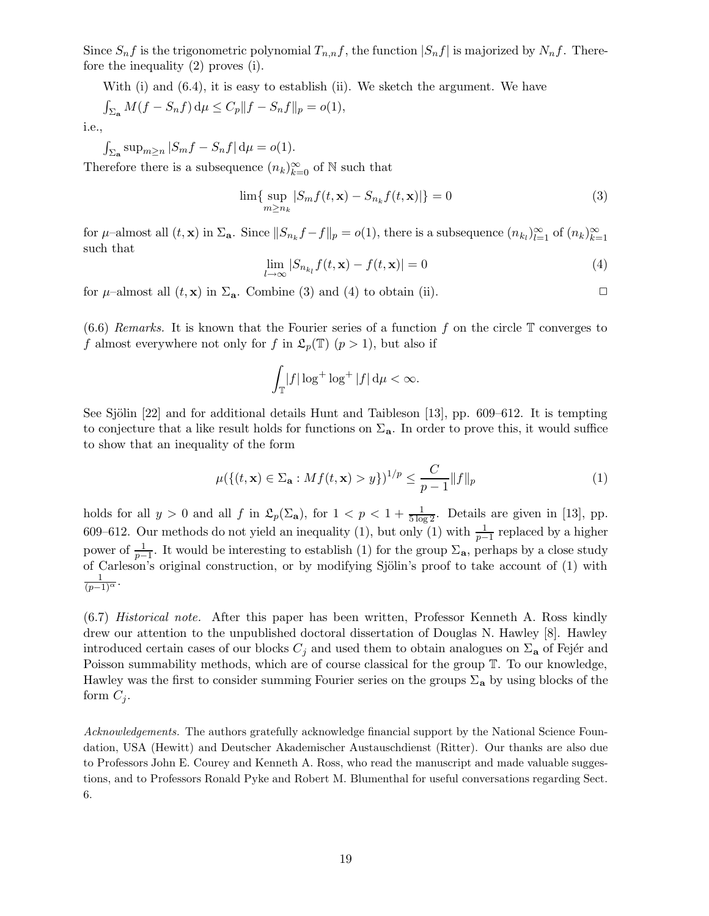Since $S_n f$ is the trigonometric polynomial $T_{n,n} f$, the function $|S_n f|$ is majorized by $N_n f$. Therefore the inequality (2) proves (i).

With (i) and (6.4), it is easy to establish (ii). We sketch the argument. We have

$\int_{\Sigma_{\mathbf{a}}} M(f - S_n f)\, \mathrm{d}\mu \leq C_p \|f - S_n f\|_p = o(1),$

i.e.,

$\int_{\Sigma_{\mathbf{a}}} \sup_{m \geq n} |S_m f - S_n f|\, \mathrm{d}\mu = o(1).$

Therefore there is a subsequence $(n_k)_{k=0}^{\infty}$ of $\mathbb{N}$ such that

$$\lim \{ \sup_{m \geq n_k} |S_m f(t, \mathbf{x}) - S_{n_k} f(t, \mathbf{x})| \} = 0 \tag{3}$$

for $\mu$–almost all $(t, \mathbf{x})$ in $\Sigma_{\mathbf{a}}$. Since $\|S_{n_k} f - f\|_p = o(1)$, there is a subsequence $(n_{k_l})_{l=1}^{\infty}$ of $(n_k)_{k=1}^{\infty}$ such that

$$\lim_{l \to \infty} |S_{n_{k_l}} f(t, \mathbf{x}) - f(t, \mathbf{x})| = 0 \tag{4}$$

for $\mu$–almost all $(t, \mathbf{x})$ in $\Sigma_{\mathbf{a}}$. Combine (3) and (4) to obtain (ii). □

(6.6) *Remarks.* It is known that the Fourier series of a function $f$ on the circle $\mathbb{T}$ converges to $f$ almost everywhere not only for $f$ in $\mathfrak{L}_p(\mathbb{T})$ $(p > 1)$, but also if

$$\int_{\mathbb{T}} |f| \log^+ \log^+ |f|\, \mathrm{d}\mu < \infty.$$

See Sjölin [22] and for additional details Hunt and Taibleson [13], pp. 609–612. It is tempting to conjecture that a like result holds for functions on $\Sigma_{\mathbf{a}}$. In order to prove this, it would suffice to show that an inequality of the form

$$\mu(\{(t, \mathbf{x}) \in \Sigma_{\mathbf{a}} : Mf(t, \mathbf{x}) > y\})^{1/p} \leq \frac{C}{p-1} \|f\|_p \tag{1}$$

holds for all $y > 0$ and all $f$ in $\mathfrak{L}_p(\Sigma_{\mathbf{a}})$, for $1 < p < 1 + \frac{1}{5 \log 2}$. Details are given in [13], pp. 609–612. Our methods do not yield an inequality (1), but only (1) with $\frac{1}{p-1}$ replaced by a higher power of $\frac{1}{p-1}$. It would be interesting to establish (1) for the group $\Sigma_{\mathbf{a}}$, perhaps by a close study of Carleson's original construction, or by modifying Sjölin's proof to take account of (1) with $\frac{1}{(p-1)^{\alpha}}$.

(6.7) *Historical note.* After this paper has been written, Professor Kenneth A. Ross kindly drew our attention to the unpublished doctoral dissertation of Douglas N. Hawley [8]. Hawley introduced certain cases of our blocks $C_j$ and used them to obtain analogues on $\Sigma_{\mathbf{a}}$ of Fejér and Poisson summability methods, which are of course classical for the group $\mathbb{T}$. To our knowledge, Hawley was the first to consider summing Fourier series on the groups $\Sigma_{\mathbf{a}}$ by using blocks of the form $C_j$.

*Acknowledgements.* The authors gratefully acknowledge financial support by the National Science Foundation, USA (Hewitt) and Deutscher Akademischer Austauschdienst (Ritter). Our thanks are also due to Professors John E. Courey and Kenneth A. Ross, who read the manuscript and made valuable suggestions, and to Professors Ronald Pyke and Robert M. Blumenthal for useful conversations regarding Sect. 6.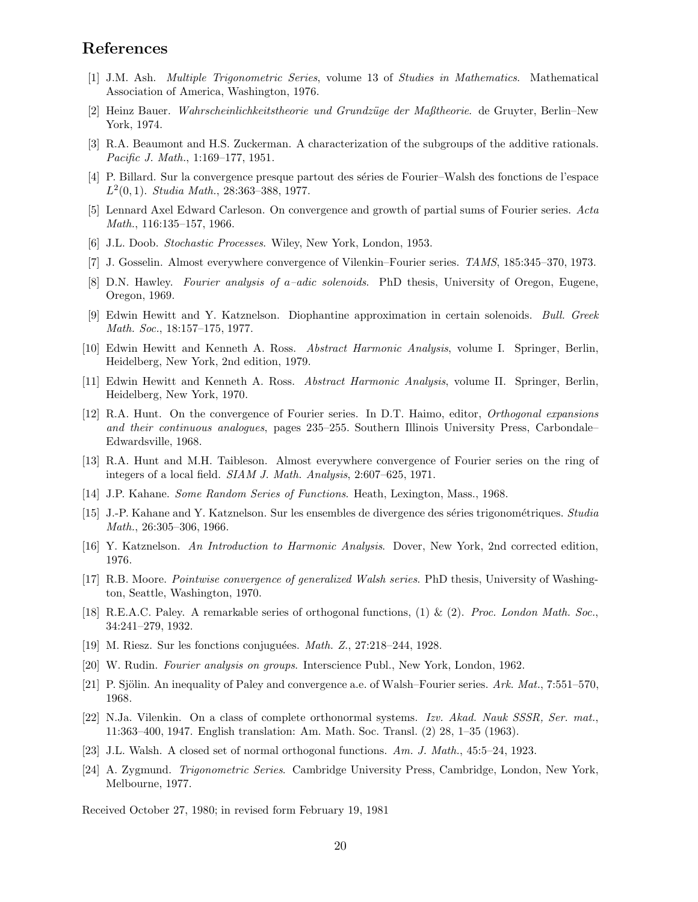## References

[1] J.M. Ash. *Multiple Trigonometric Series*, volume 13 of *Studies in Mathematics*. Mathematical Association of America, Washington, 1976.

[2] Heinz Bauer. *Wahrscheinlichkeitstheorie und Grundzüge der Maßtheorie*. de Gruyter, Berlin–New York, 1974.

[3] R.A. Beaumont and H.S. Zuckerman. A characterization of the subgroups of the additive rationals. *Pacific J. Math.*, 1:169–177, 1951.

[4] P. Billard. Sur la convergence presque partout des séries de Fourier–Walsh des fonctions de l'espace $L^2(0,1)$. *Studia Math.*, 28:363–388, 1977.

[5] Lennard Axel Edward Carleson. On convergence and growth of partial sums of Fourier series. *Acta Math.*, 116:135–157, 1966.

[6] J.L. Doob. *Stochastic Processes*. Wiley, New York, London, 1953.

[7] J. Gosselin. Almost everywhere convergence of Vilenkin–Fourier series. *TAMS*, 185:345–370, 1973.

[8] D.N. Hawley. *Fourier analysis of a–adic solenoids*. PhD thesis, University of Oregon, Eugene, Oregon, 1969.

[9] Edwin Hewitt and Y. Katznelson. Diophantine approximation in certain solenoids. *Bull. Greek Math. Soc.*, 18:157–175, 1977.

[10] Edwin Hewitt and Kenneth A. Ross. *Abstract Harmonic Analysis*, volume I. Springer, Berlin, Heidelberg, New York, 2nd edition, 1979.

[11] Edwin Hewitt and Kenneth A. Ross. *Abstract Harmonic Analysis*, volume II. Springer, Berlin, Heidelberg, New York, 1970.

[12] R.A. Hunt. On the convergence of Fourier series. In D.T. Haimo, editor, *Orthogonal expansions and their continuous analogues*, pages 235–255. Southern Illinois University Press, Carbondale–Edwardsville, 1968.

[13] R.A. Hunt and M.H. Taibleson. Almost everywhere convergence of Fourier series on the ring of integers of a local field. *SIAM J. Math. Analysis*, 2:607–625, 1971.

[14] J.P. Kahane. *Some Random Series of Functions*. Heath, Lexington, Mass., 1968.

[15] J.-P. Kahane and Y. Katznelson. Sur les ensembles de divergence des séries trigonométriques. *Studia Math.*, 26:305–306, 1966.

[16] Y. Katznelson. *An Introduction to Harmonic Analysis*. Dover, New York, 2nd corrected edition, 1976.

[17] R.B. Moore. *Pointwise convergence of generalized Walsh series*. PhD thesis, University of Washington, Seattle, Washington, 1970.

[18] R.E.A.C. Paley. A remarkable series of orthogonal functions, (1) & (2). *Proc. London Math. Soc.*, 34:241–279, 1932.

[19] M. Riesz. Sur les fonctions conjuguées. *Math. Z.*, 27:218–244, 1928.

[20] W. Rudin. *Fourier analysis on groups*. Interscience Publ., New York, London, 1962.

[21] P. Sjölin. An inequality of Paley and convergence a.e. of Walsh–Fourier series. *Ark. Mat.*, 7:551–570, 1968.

[22] N.Ja. Vilenkin. On a class of complete orthonormal systems. *Izv. Akad. Nauk SSSR, Ser. mat.*, 11:363–400, 1947. English translation: Am. Math. Soc. Transl. (2) 28, 1–35 (1963).

[23] J.L. Walsh. A closed set of normal orthogonal functions. *Am. J. Math.*, 45:5–24, 1923.

[24] A. Zygmund. *Trigonometric Series*. Cambridge University Press, Cambridge, London, New York, Melbourne, 1977.

Received October 27, 1980; in revised form February 19, 1981